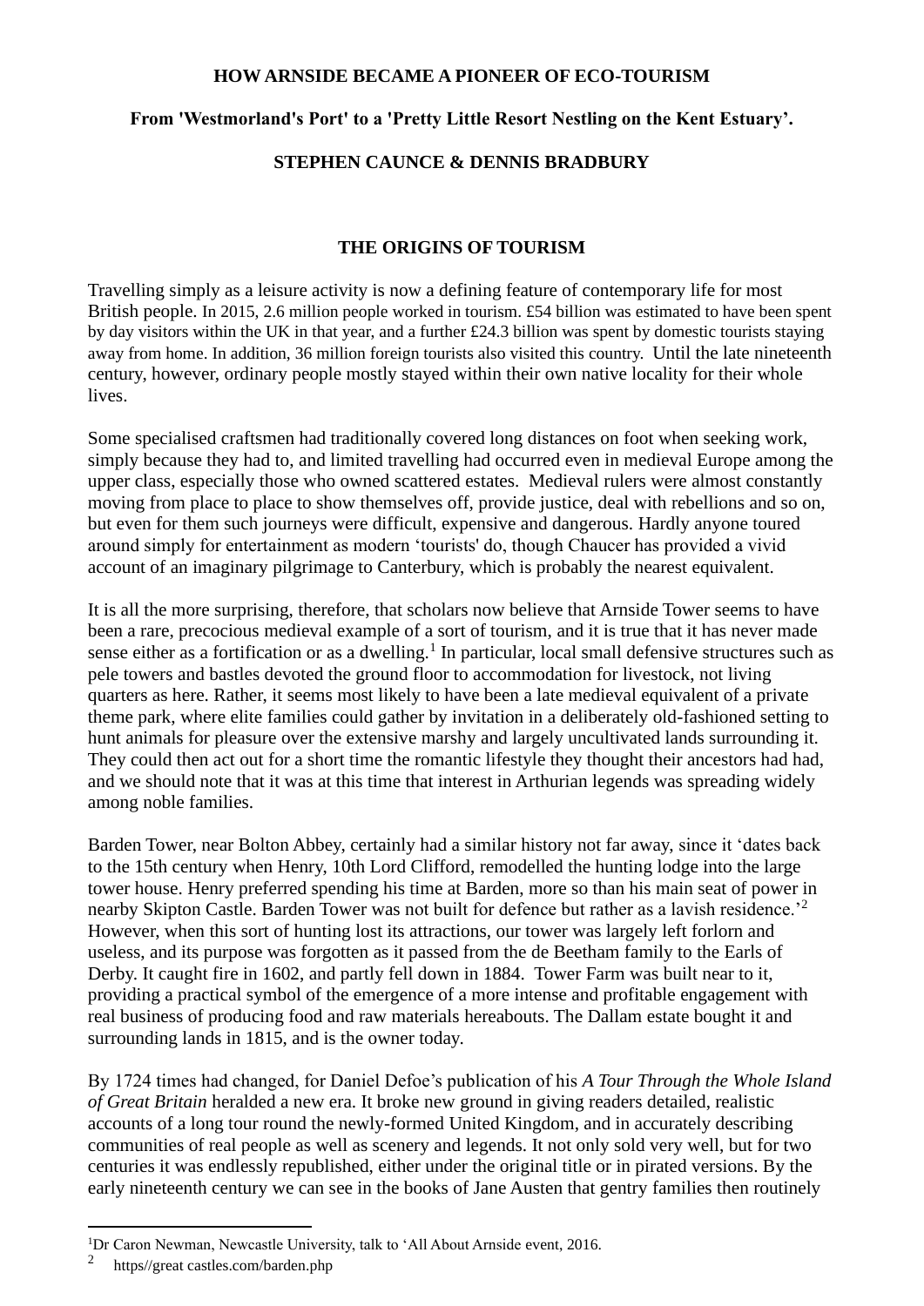# HOW ARNSIDE BECAME A PIONEER OF ECO-TOURISM

## From 'Westmorland's Port' to a 'Pretty Little Resort Nestling on the Kent Estuary'.

**STEPHEN CAUNCE & DENNIS BRADBURY**

## THE ORIGINS OF TOURISM

Travelling simply as a leisure activity is now a defining feature of contemporary life for most British people. In 2015, 2.6 million people worked in tourism. £54 billion was estimated to have been spent by day visitors within the UK in that year, and a further £24.3 billion was spent by domestic tourists staying away from home. In addition, 36 million foreign tourists also visited this country. Until the late nineteenth century, however, ordinary people mostly stayed within their own native locality for their whole lives.

Some specialised craftsmen had traditionally covered long distances on foot when seeking work, simply because they had to, and limited travelling had occurred even in medieval Europe among the upper class, especially those who owned scattered estates. Medieval rulers were almost constantly moving from place to place to show themselves off, provide justice, deal with rebellions and so on, but even for them such journeys were difficult, expensive and dangerous. Hardly anyone toured around simply for entertainment as modern 'tourists' do, though Chaucer has provided a vivid account of an imaginary pilgrimage to Canterbury, which is probably the nearest equivalent.

It is all the more surprising, therefore, that scholars now believe that Arnside Tower seems to have been a rare, precocious medieval example of a sort of tourism, and it is true that it has never made sense either as a fortification or as a dwelling.[1] In particular, local small defensive structures such as pele towers and bastles devoted the ground floor to accommodation for livestock, not living quarters as here. Rather, it seems most likely to have been a late medieval equivalent of a private theme park, where elite families could gather by invitation in a deliberately old-fashioned setting to hunt animals for pleasure over the extensive marshy and largely uncultivated lands surrounding it. They could then act out for a short time the romantic lifestyle they thought their ancestors had had, and we should note that it was at this time that interest in Arthurian legends was spreading widely among noble families.

Barden Tower, near Bolton Abbey, certainly had a similar history not far away, since it 'dates back to the 15th century when Henry, 10th Lord Clifford, remodelled the hunting lodge into the large tower house. Henry preferred spending his time at Barden, more so than his main seat of power in nearby Skipton Castle. Barden Tower was not built for defence but rather as a lavish residence.'[2] However, when this sort of hunting lost its attractions, our tower was largely left forlorn and useless, and its purpose was forgotten as it passed from the de Beetham family to the Earls of Derby. It caught fire in 1602, and partly fell down in 1884. Tower Farm was built near to it, providing a practical symbol of the emergence of a more intense and profitable engagement with real business of producing food and raw materials hereabouts. The Dallam estate bought it and surrounding lands in 1815, and is the owner today.

By 1724 times had changed, for Daniel Defoe's publication of his *A Tour Through the Whole Island of Great Britain* heralded a new era. It broke new ground in giving readers detailed, realistic accounts of a long tour round the newly-formed United Kingdom, and in accurately describing communities of real people as well as scenery and legends. It not only sold very well, but for two centuries it was endlessly republished, either under the original title or in pirated versions. By the early nineteenth century we can see in the books of Jane Austen that gentry families then routinely

---

[1] Dr Caron Newman, Newcastle University, talk to 'All About Arnside event, 2016.

[2] https//great castles.com/barden.php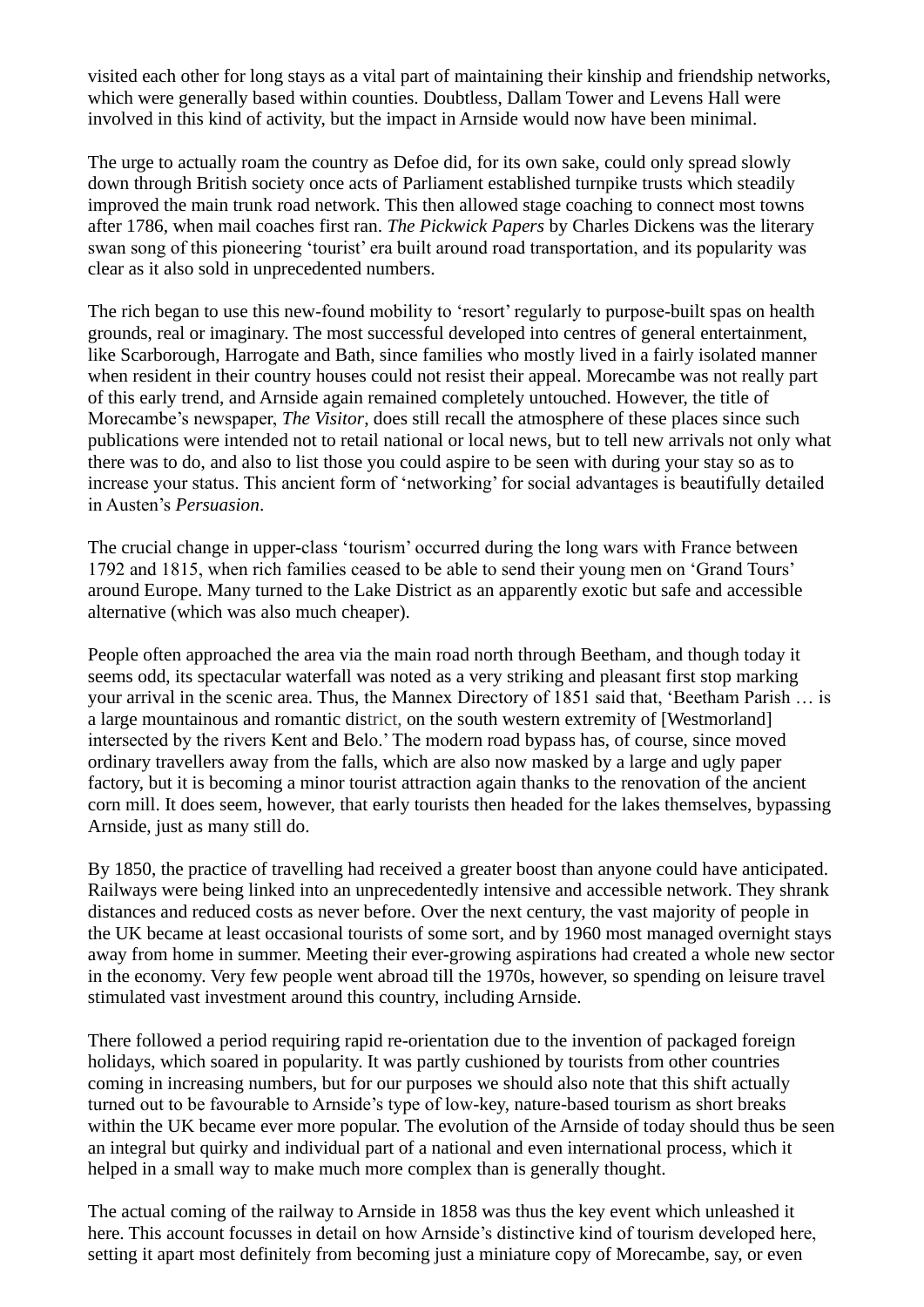visited each other for long stays as a vital part of maintaining their kinship and friendship networks, which were generally based within counties. Doubtless, Dallam Tower and Levens Hall were involved in this kind of activity, but the impact in Arnside would now have been minimal.

The urge to actually roam the country as Defoe did, for its own sake, could only spread slowly down through British society once acts of Parliament established turnpike trusts which steadily improved the main trunk road network. This then allowed stage coaching to connect most towns after 1786, when mail coaches first ran. *The Pickwick Papers* by Charles Dickens was the literary swan song of this pioneering 'tourist' era built around road transportation, and its popularity was clear as it also sold in unprecedented numbers.

The rich began to use this new-found mobility to 'resort' regularly to purpose-built spas on health grounds, real or imaginary. The most successful developed into centres of general entertainment, like Scarborough, Harrogate and Bath, since families who mostly lived in a fairly isolated manner when resident in their country houses could not resist their appeal. Morecambe was not really part of this early trend, and Arnside again remained completely untouched. However, the title of Morecambe's newspaper, *The Visitor*, does still recall the atmosphere of these places since such publications were intended not to retail national or local news, but to tell new arrivals not only what there was to do, and also to list those you could aspire to be seen with during your stay so as to increase your status. This ancient form of 'networking' for social advantages is beautifully detailed in Austen's *Persuasion*.

The crucial change in upper-class 'tourism' occurred during the long wars with France between 1792 and 1815, when rich families ceased to be able to send their young men on 'Grand Tours' around Europe. Many turned to the Lake District as an apparently exotic but safe and accessible alternative (which was also much cheaper).

People often approached the area via the main road north through Beetham, and though today it seems odd, its spectacular waterfall was noted as a very striking and pleasant first stop marking your arrival in the scenic area. Thus, the Mannex Directory of 1851 said that, 'Beetham Parish … is a large mountainous and romantic district, on the south western extremity of [Westmorland] intersected by the rivers Kent and Belo.' The modern road bypass has, of course, since moved ordinary travellers away from the falls, which are also now masked by a large and ugly paper factory, but it is becoming a minor tourist attraction again thanks to the renovation of the ancient corn mill. It does seem, however, that early tourists then headed for the lakes themselves, bypassing Arnside, just as many still do.

By 1850, the practice of travelling had received a greater boost than anyone could have anticipated. Railways were being linked into an unprecedentedly intensive and accessible network. They shrank distances and reduced costs as never before. Over the next century, the vast majority of people in the UK became at least occasional tourists of some sort, and by 1960 most managed overnight stays away from home in summer. Meeting their ever-growing aspirations had created a whole new sector in the economy. Very few people went abroad till the 1970s, however, so spending on leisure travel stimulated vast investment around this country, including Arnside.

There followed a period requiring rapid re-orientation due to the invention of packaged foreign holidays, which soared in popularity. It was partly cushioned by tourists from other countries coming in increasing numbers, but for our purposes we should also note that this shift actually turned out to be favourable to Arnside's type of low-key, nature-based tourism as short breaks within the UK became ever more popular. The evolution of the Arnside of today should thus be seen an integral but quirky and individual part of a national and even international process, which it helped in a small way to make much more complex than is generally thought.

The actual coming of the railway to Arnside in 1858 was thus the key event which unleashed it here. This account focusses in detail on how Arnside's distinctive kind of tourism developed here, setting it apart most definitely from becoming just a miniature copy of Morecambe, say, or even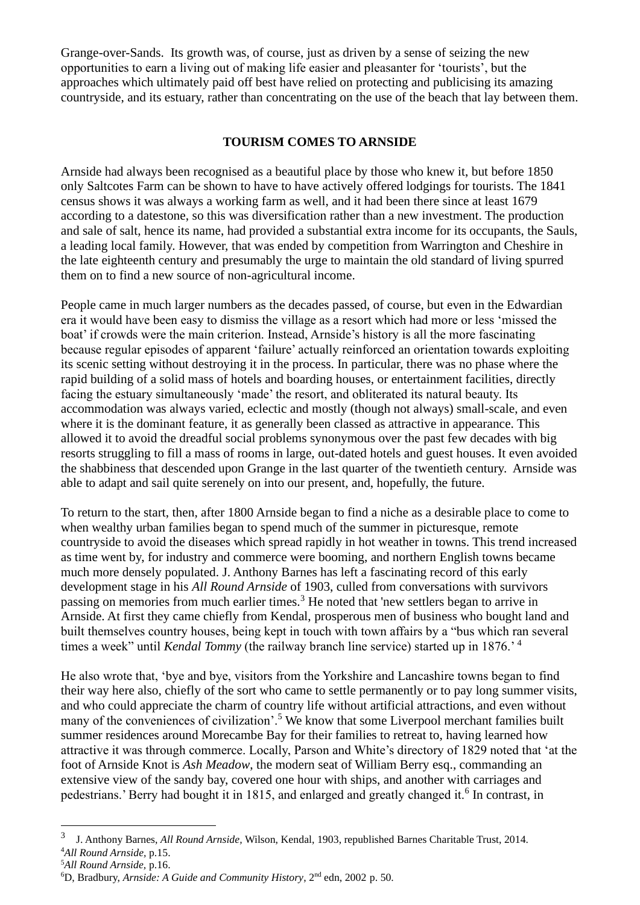Grange-over-Sands. Its growth was, of course, just as driven by a sense of seizing the new opportunities to earn a living out of making life easier and pleasanter for 'tourists', but the approaches which ultimately paid off best have relied on protecting and publicising its amazing countryside, and its estuary, rather than concentrating on the use of the beach that lay between them.

## TOURISM COMES TO ARNSIDE

Arnside had always been recognised as a beautiful place by those who knew it, but before 1850 only Saltcotes Farm can be shown to have to have actively offered lodgings for tourists. The 1841 census shows it was always a working farm as well, and it had been there since at least 1679 according to a datestone, so this was diversification rather than a new investment. The production and sale of salt, hence its name, had provided a substantial extra income for its occupants, the Sauls, a leading local family. However, that was ended by competition from Warrington and Cheshire in the late eighteenth century and presumably the urge to maintain the old standard of living spurred them on to find a new source of non-agricultural income.

People came in much larger numbers as the decades passed, of course, but even in the Edwardian era it would have been easy to dismiss the village as a resort which had more or less 'missed the boat' if crowds were the main criterion. Instead, Arnside's history is all the more fascinating because regular episodes of apparent 'failure' actually reinforced an orientation towards exploiting its scenic setting without destroying it in the process. In particular, there was no phase where the rapid building of a solid mass of hotels and boarding houses, or entertainment facilities, directly facing the estuary simultaneously 'made' the resort, and obliterated its natural beauty. Its accommodation was always varied, eclectic and mostly (though not always) small-scale, and even where it is the dominant feature, it as generally been classed as attractive in appearance. This allowed it to avoid the dreadful social problems synonymous over the past few decades with big resorts struggling to fill a mass of rooms in large, out-dated hotels and guest houses. It even avoided the shabbiness that descended upon Grange in the last quarter of the twentieth century. Arnside was able to adapt and sail quite serenely on into our present, and, hopefully, the future.

To return to the start, then, after 1800 Arnside began to find a niche as a desirable place to come to when wealthy urban families began to spend much of the summer in picturesque, remote countryside to avoid the diseases which spread rapidly in hot weather in towns. This trend increased as time went by, for industry and commerce were booming, and northern English towns became much more densely populated. J. Anthony Barnes has left a fascinating record of this early development stage in his *All Round Arnside* of 1903, culled from conversations with survivors passing on memories from much earlier times.[3] He noted that 'new settlers began to arrive in Arnside. At first they came chiefly from Kendal, prosperous men of business who bought land and built themselves country houses, being kept in touch with town affairs by a "bus which ran several times a week" until *Kendal Tommy* (the railway branch line service) started up in 1876.'[4]

He also wrote that, 'bye and bye, visitors from the Yorkshire and Lancashire towns began to find their way here also, chiefly of the sort who came to settle permanently or to pay long summer visits, and who could appreciate the charm of country life without artificial attractions, and even without many of the conveniences of civilization'.[5] We know that some Liverpool merchant families built summer residences around Morecambe Bay for their families to retreat to, having learned how attractive it was through commerce. Locally, Parson and White's directory of 1829 noted that 'at the foot of Arnside Knot is *Ash Meadow*, the modern seat of William Berry esq., commanding an extensive view of the sandy bay, covered one hour with ships, and another with carriages and pedestrians.' Berry had bought it in 1815, and enlarged and greatly changed it.[6] In contrast, in

---

[3] J. Anthony Barnes, *All Round Arnside,* Wilson, Kendal, 1903, republished Barnes Charitable Trust, 2014.

[4] *All Round Arnside,* p.15.

[5] *All Round Arnside,* p.16.

[6] D, Bradbury, *Arnside: A Guide and Community History*, 2nd edn, 2002 p. 50.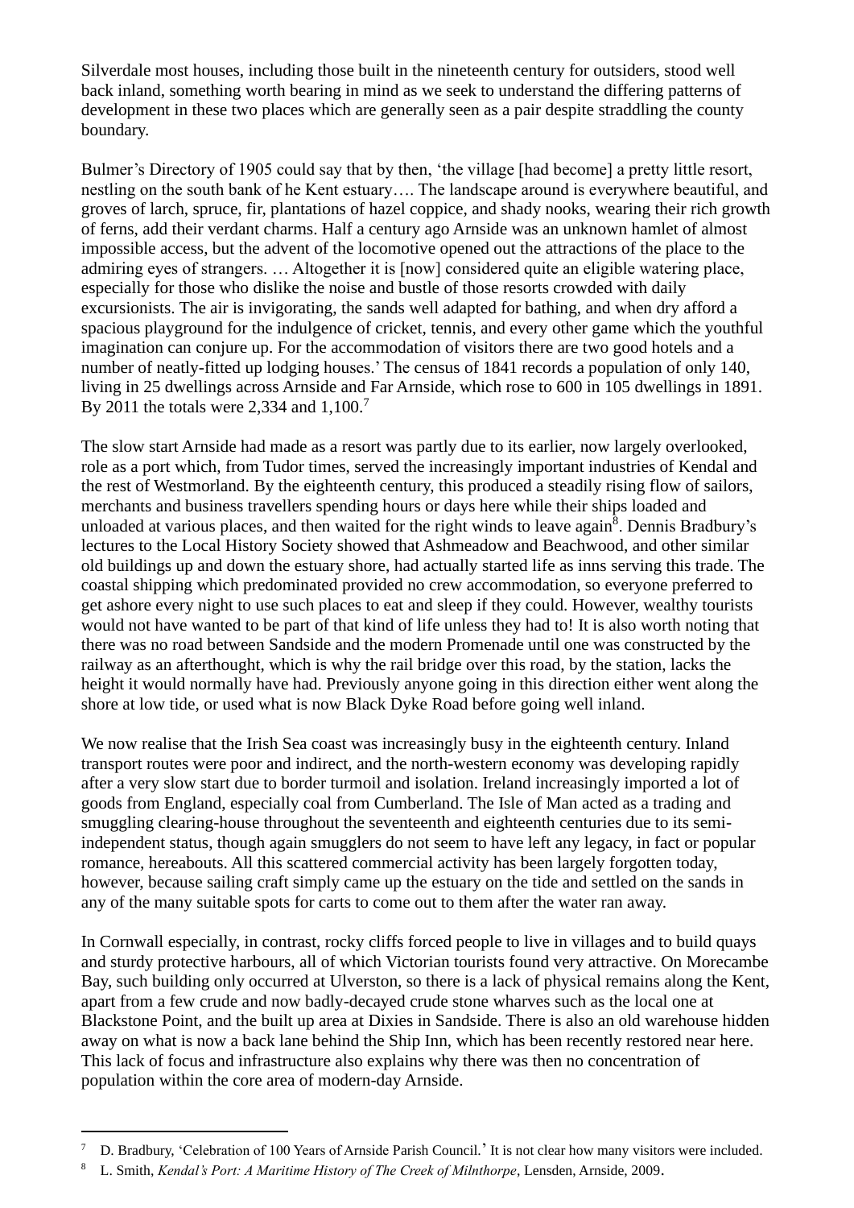Silverdale most houses, including those built in the nineteenth century for outsiders, stood well back inland, something worth bearing in mind as we seek to understand the differing patterns of development in these two places which are generally seen as a pair despite straddling the county boundary.

Bulmer's Directory of 1905 could say that by then, 'the village [had become] a pretty little resort, nestling on the south bank of he Kent estuary…. The landscape around is everywhere beautiful, and groves of larch, spruce, fir, plantations of hazel coppice, and shady nooks, wearing their rich growth of ferns, add their verdant charms. Half a century ago Arnside was an unknown hamlet of almost impossible access, but the advent of the locomotive opened out the attractions of the place to the admiring eyes of strangers. … Altogether it is [now] considered quite an eligible watering place, especially for those who dislike the noise and bustle of those resorts crowded with daily excursionists. The air is invigorating, the sands well adapted for bathing, and when dry afford a spacious playground for the indulgence of cricket, tennis, and every other game which the youthful imagination can conjure up. For the accommodation of visitors there are two good hotels and a number of neatly-fitted up lodging houses.' The census of 1841 records a population of only 140, living in 25 dwellings across Arnside and Far Arnside, which rose to 600 in 105 dwellings in 1891. By 2011 the totals were 2,334 and 1,100.[7]

The slow start Arnside had made as a resort was partly due to its earlier, now largely overlooked, role as a port which, from Tudor times, served the increasingly important industries of Kendal and the rest of Westmorland. By the eighteenth century, this produced a steadily rising flow of sailors, merchants and business travellers spending hours or days here while their ships loaded and unloaded at various places, and then waited for the right winds to leave again[8]. Dennis Bradbury's lectures to the Local History Society showed that Ashmeadow and Beachwood, and other similar old buildings up and down the estuary shore, had actually started life as inns serving this trade. The coastal shipping which predominated provided no crew accommodation, so everyone preferred to get ashore every night to use such places to eat and sleep if they could. However, wealthy tourists would not have wanted to be part of that kind of life unless they had to! It is also worth noting that there was no road between Sandside and the modern Promenade until one was constructed by the railway as an afterthought, which is why the rail bridge over this road, by the station, lacks the height it would normally have had. Previously anyone going in this direction either went along the shore at low tide, or used what is now Black Dyke Road before going well inland.

We now realise that the Irish Sea coast was increasingly busy in the eighteenth century. Inland transport routes were poor and indirect, and the north-western economy was developing rapidly after a very slow start due to border turmoil and isolation. Ireland increasingly imported a lot of goods from England, especially coal from Cumberland. The Isle of Man acted as a trading and smuggling clearing-house throughout the seventeenth and eighteenth centuries due to its semi-independent status, though again smugglers do not seem to have left any legacy, in fact or popular romance, hereabouts. All this scattered commercial activity has been largely forgotten today, however, because sailing craft simply came up the estuary on the tide and settled on the sands in any of the many suitable spots for carts to come out to them after the water ran away.

In Cornwall especially, in contrast, rocky cliffs forced people to live in villages and to build quays and sturdy protective harbours, all of which Victorian tourists found very attractive. On Morecambe Bay, such building only occurred at Ulverston, so there is a lack of physical remains along the Kent, apart from a few crude and now badly-decayed crude stone wharves such as the local one at Blackstone Point, and the built up area at Dixies in Sandside. There is also an old warehouse hidden away on what is now a back lane behind the Ship Inn, which has been recently restored near here. This lack of focus and infrastructure also explains why there was then no concentration of population within the core area of modern-day Arnside.

---

[7] D. Bradbury, 'Celebration of 100 Years of Arnside Parish Council.' It is not clear how many visitors were included.

[8] L. Smith, *Kendal's Port: A Maritime History of The Creek of Milnthorpe*, Lensden, Arnside, 2009.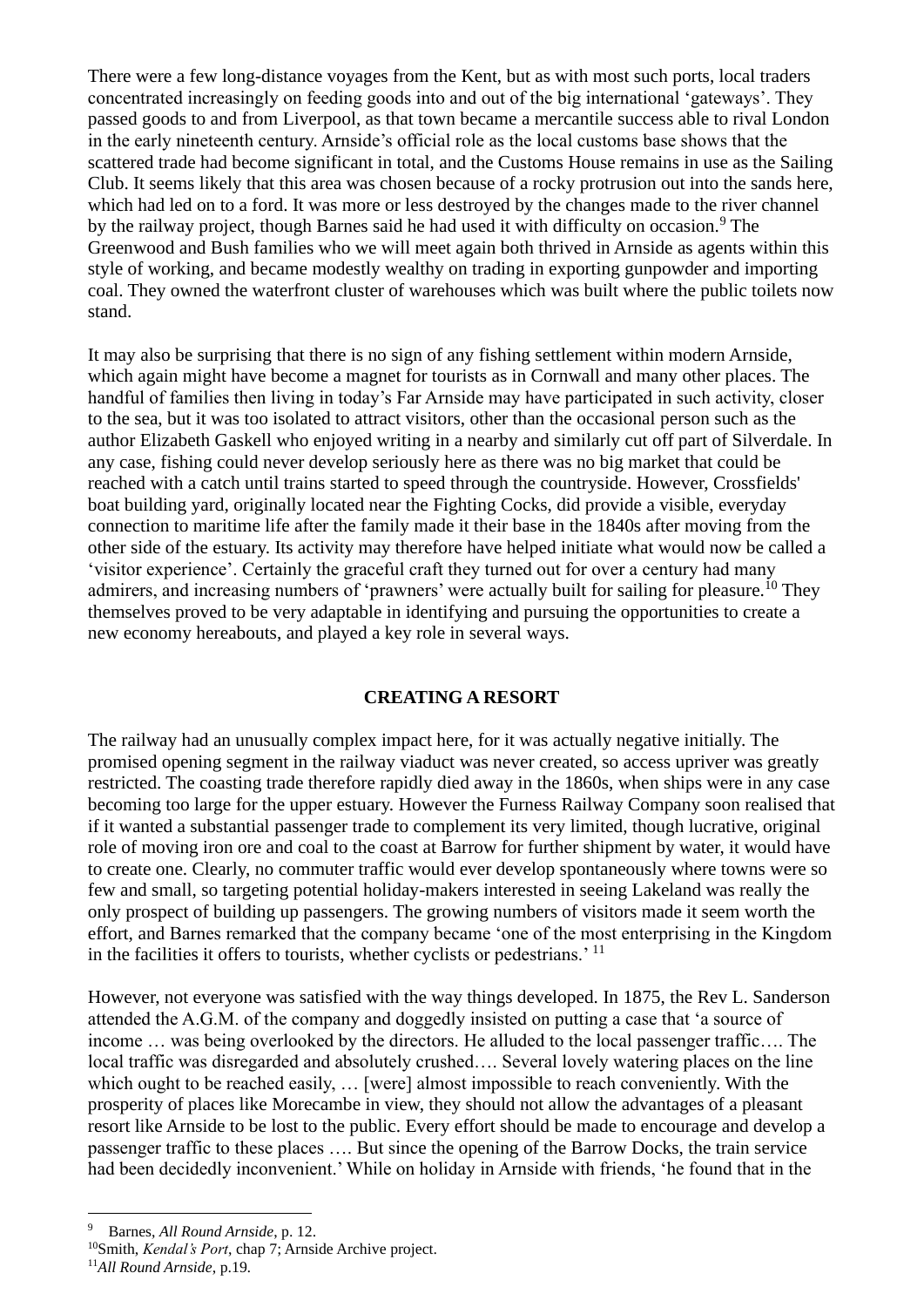There were a few long-distance voyages from the Kent, but as with most such ports, local traders concentrated increasingly on feeding goods into and out of the big international 'gateways'. They passed goods to and from Liverpool, as that town became a mercantile success able to rival London in the early nineteenth century. Arnside's official role as the local customs base shows that the scattered trade had become significant in total, and the Customs House remains in use as the Sailing Club. It seems likely that this area was chosen because of a rocky protrusion out into the sands here, which had led on to a ford. It was more or less destroyed by the changes made to the river channel by the railway project, though Barnes said he had used it with difficulty on occasion.[9] The Greenwood and Bush families who we will meet again both thrived in Arnside as agents within this style of working, and became modestly wealthy on trading in exporting gunpowder and importing coal. They owned the waterfront cluster of warehouses which was built where the public toilets now stand.

It may also be surprising that there is no sign of any fishing settlement within modern Arnside, which again might have become a magnet for tourists as in Cornwall and many other places. The handful of families then living in today's Far Arnside may have participated in such activity, closer to the sea, but it was too isolated to attract visitors, other than the occasional person such as the author Elizabeth Gaskell who enjoyed writing in a nearby and similarly cut off part of Silverdale. In any case, fishing could never develop seriously here as there was no big market that could be reached with a catch until trains started to speed through the countryside. However, Crossfields' boat building yard, originally located near the Fighting Cocks, did provide a visible, everyday connection to maritime life after the family made it their base in the 1840s after moving from the other side of the estuary. Its activity may therefore have helped initiate what would now be called a 'visitor experience'. Certainly the graceful craft they turned out for over a century had many admirers, and increasing numbers of 'prawners' were actually built for sailing for pleasure.[10] They themselves proved to be very adaptable in identifying and pursuing the opportunities to create a new economy hereabouts, and played a key role in several ways.

## CREATING A RESORT

The railway had an unusually complex impact here, for it was actually negative initially. The promised opening segment in the railway viaduct was never created, so access upriver was greatly restricted. The coasting trade therefore rapidly died away in the 1860s, when ships were in any case becoming too large for the upper estuary. However the Furness Railway Company soon realised that if it wanted a substantial passenger trade to complement its very limited, though lucrative, original role of moving iron ore and coal to the coast at Barrow for further shipment by water, it would have to create one. Clearly, no commuter traffic would ever develop spontaneously where towns were so few and small, so targeting potential holiday-makers interested in seeing Lakeland was really the only prospect of building up passengers. The growing numbers of visitors made it seem worth the effort, and Barnes remarked that the company became 'one of the most enterprising in the Kingdom in the facilities it offers to tourists, whether cyclists or pedestrians.' [11]

However, not everyone was satisfied with the way things developed. In 1875, the Rev L. Sanderson attended the A.G.M. of the company and doggedly insisted on putting a case that 'a source of income … was being overlooked by the directors. He alluded to the local passenger traffic…. The local traffic was disregarded and absolutely crushed…. Several lovely watering places on the line which ought to be reached easily, … [were] almost impossible to reach conveniently. With the prosperity of places like Morecambe in view, they should not allow the advantages of a pleasant resort like Arnside to be lost to the public. Every effort should be made to encourage and develop a passenger traffic to these places …. But since the opening of the Barrow Docks, the train service had been decidedly inconvenient.' While on holiday in Arnside with friends, 'he found that in the

---

[9] Barnes, *All Round Arnside*, p. 12.

[10] Smith, *Kendal's Port*, chap 7; Arnside Archive project.

[11] *All Round Arnside*, p.19.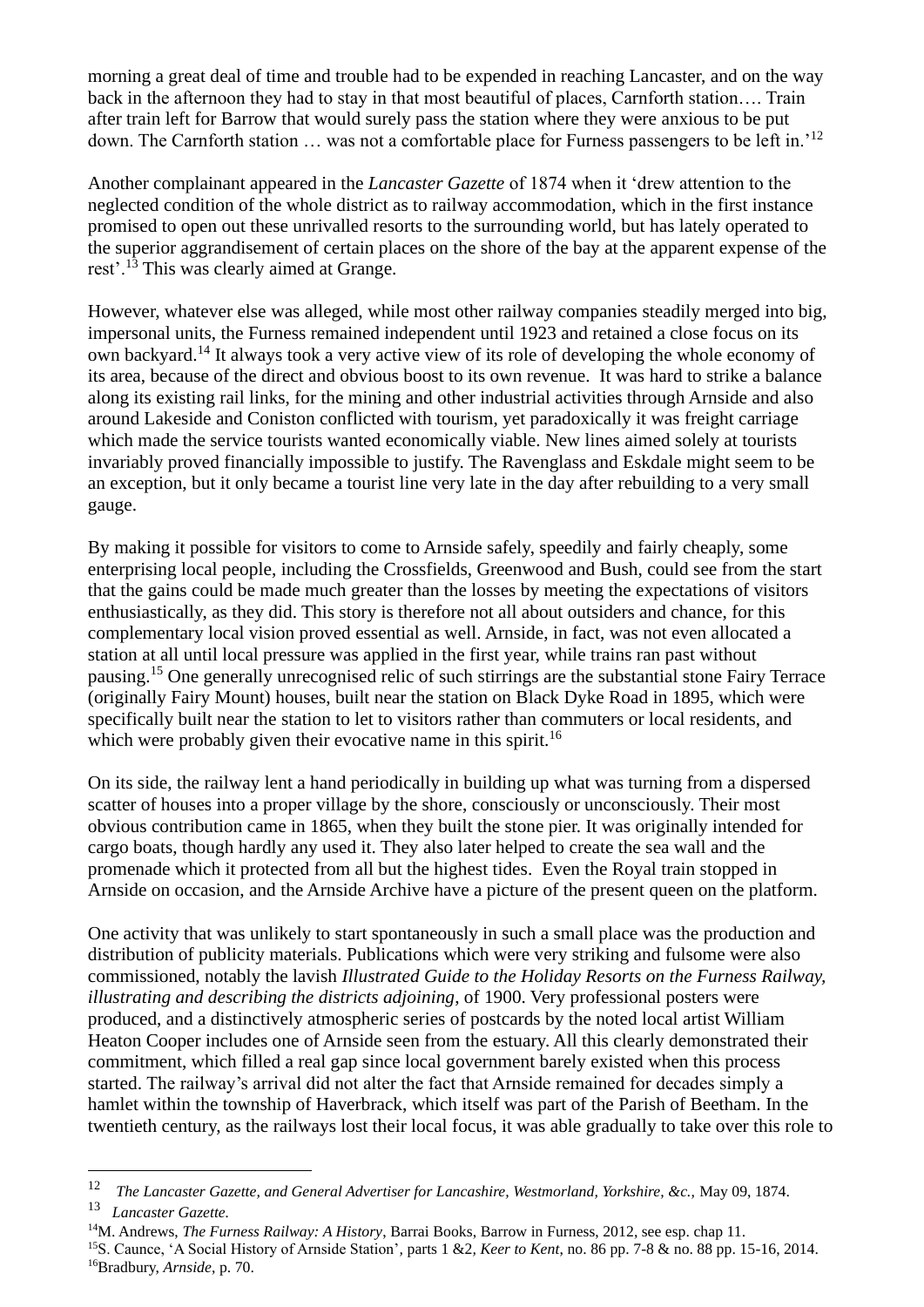morning a great deal of time and trouble had to be expended in reaching Lancaster, and on the way back in the afternoon they had to stay in that most beautiful of places, Carnforth station…. Train after train left for Barrow that would surely pass the station where they were anxious to be put down. The Carnforth station … was not a comfortable place for Furness passengers to be left in.'[12]

Another complainant appeared in the *Lancaster Gazette* of 1874 when it 'drew attention to the neglected condition of the whole district as to railway accommodation, which in the first instance promised to open out these unrivalled resorts to the surrounding world, but has lately operated to the superior aggrandisement of certain places on the shore of the bay at the apparent expense of the rest'.[13] This was clearly aimed at Grange.

However, whatever else was alleged, while most other railway companies steadily merged into big, impersonal units, the Furness remained independent until 1923 and retained a close focus on its own backyard.[14] It always took a very active view of its role of developing the whole economy of its area, because of the direct and obvious boost to its own revenue. It was hard to strike a balance along its existing rail links, for the mining and other industrial activities through Arnside and also around Lakeside and Coniston conflicted with tourism, yet paradoxically it was freight carriage which made the service tourists wanted economically viable. New lines aimed solely at tourists invariably proved financially impossible to justify. The Ravenglass and Eskdale might seem to be an exception, but it only became a tourist line very late in the day after rebuilding to a very small gauge.

By making it possible for visitors to come to Arnside safely, speedily and fairly cheaply, some enterprising local people, including the Crossfields, Greenwood and Bush, could see from the start that the gains could be made much greater than the losses by meeting the expectations of visitors enthusiastically, as they did. This story is therefore not all about outsiders and chance, for this complementary local vision proved essential as well. Arnside, in fact, was not even allocated a station at all until local pressure was applied in the first year, while trains ran past without pausing.[15] One generally unrecognised relic of such stirrings are the substantial stone Fairy Terrace (originally Fairy Mount) houses, built near the station on Black Dyke Road in 1895, which were specifically built near the station to let to visitors rather than commuters or local residents, and which were probably given their evocative name in this spirit.[16]

On its side, the railway lent a hand periodically in building up what was turning from a dispersed scatter of houses into a proper village by the shore, consciously or unconsciously. Their most obvious contribution came in 1865, when they built the stone pier. It was originally intended for cargo boats, though hardly any used it. They also later helped to create the sea wall and the promenade which it protected from all but the highest tides. Even the Royal train stopped in Arnside on occasion, and the Arnside Archive have a picture of the present queen on the platform.

One activity that was unlikely to start spontaneously in such a small place was the production and distribution of publicity materials. Publications which were very striking and fulsome were also commissioned, notably the lavish *Illustrated Guide to the Holiday Resorts on the Furness Railway, illustrating and describing the districts adjoining*, of 1900. Very professional posters were produced, and a distinctively atmospheric series of postcards by the noted local artist William Heaton Cooper includes one of Arnside seen from the estuary. All this clearly demonstrated their commitment, which filled a real gap since local government barely existed when this process started. The railway's arrival did not alter the fact that Arnside remained for decades simply a hamlet within the township of Haverbrack, which itself was part of the Parish of Beetham. In the twentieth century, as the railways lost their local focus, it was able gradually to take over this role to

---

[12] *The Lancaster Gazette, and General Advertiser for Lancashire, Westmorland, Yorkshire, &c.,* May 09, 1874.

[13] *Lancaster Gazette.*

[14] M. Andrews, *The Furness Railway: A History*, Barrai Books, Barrow in Furness, 2012, see esp. chap 11.

[15] S. Caunce, 'A Social History of Arnside Station', parts 1 &2, *Keer to Kent*, no. 86 pp. 7-8 & no. 88 pp. 15-16, 2014.

[16] Bradbury, *Arnside*, p. 70.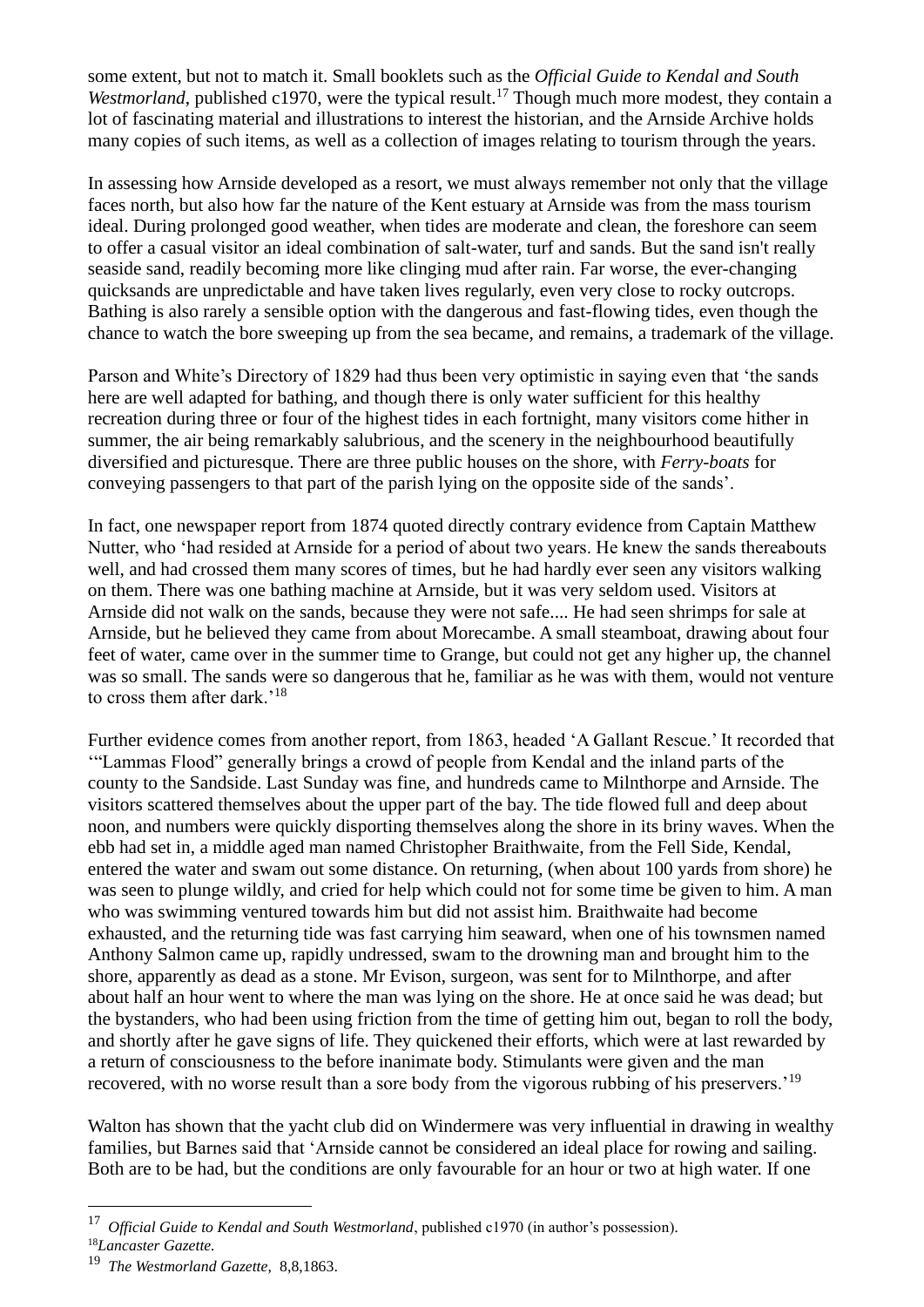some extent, but not to match it. Small booklets such as the *Official Guide to Kendal and South Westmorland*, published c1970, were the typical result.[17] Though much more modest, they contain a lot of fascinating material and illustrations to interest the historian, and the Arnside Archive holds many copies of such items, as well as a collection of images relating to tourism through the years.

In assessing how Arnside developed as a resort, we must always remember not only that the village faces north, but also how far the nature of the Kent estuary at Arnside was from the mass tourism ideal. During prolonged good weather, when tides are moderate and clean, the foreshore can seem to offer a casual visitor an ideal combination of salt-water, turf and sands. But the sand isn't really seaside sand, readily becoming more like clinging mud after rain. Far worse, the ever-changing quicksands are unpredictable and have taken lives regularly, even very close to rocky outcrops. Bathing is also rarely a sensible option with the dangerous and fast-flowing tides, even though the chance to watch the bore sweeping up from the sea became, and remains, a trademark of the village.

Parson and White's Directory of 1829 had thus been very optimistic in saying even that 'the sands here are well adapted for bathing, and though there is only water sufficient for this healthy recreation during three or four of the highest tides in each fortnight, many visitors come hither in summer, the air being remarkably salubrious, and the scenery in the neighbourhood beautifully diversified and picturesque. There are three public houses on the shore, with *Ferry-boats* for conveying passengers to that part of the parish lying on the opposite side of the sands'.

In fact, one newspaper report from 1874 quoted directly contrary evidence from Captain Matthew Nutter, who 'had resided at Arnside for a period of about two years. He knew the sands thereabouts well, and had crossed them many scores of times, but he had hardly ever seen any visitors walking on them. There was one bathing machine at Arnside, but it was very seldom used. Visitors at Arnside did not walk on the sands, because they were not safe.... He had seen shrimps for sale at Arnside, but he believed they came from about Morecambe. A small steamboat, drawing about four feet of water, came over in the summer time to Grange, but could not get any higher up, the channel was so small. The sands were so dangerous that he, familiar as he was with them, would not venture to cross them after dark.'[18]

Further evidence comes from another report, from 1863, headed 'A Gallant Rescue.' It recorded that '"Lammas Flood" generally brings a crowd of people from Kendal and the inland parts of the county to the Sandside. Last Sunday was fine, and hundreds came to Milnthorpe and Arnside. The visitors scattered themselves about the upper part of the bay. The tide flowed full and deep about noon, and numbers were quickly disporting themselves along the shore in its briny waves. When the ebb had set in, a middle aged man named Christopher Braithwaite, from the Fell Side, Kendal, entered the water and swam out some distance. On returning, (when about 100 yards from shore) he was seen to plunge wildly, and cried for help which could not for some time be given to him. A man who was swimming ventured towards him but did not assist him. Braithwaite had become exhausted, and the returning tide was fast carrying him seaward, when one of his townsmen named Anthony Salmon came up, rapidly undressed, swam to the drowning man and brought him to the shore, apparently as dead as a stone. Mr Evison, surgeon, was sent for to Milnthorpe, and after about half an hour went to where the man was lying on the shore. He at once said he was dead; but the bystanders, who had been using friction from the time of getting him out, began to roll the body, and shortly after he gave signs of life. They quickened their efforts, which were at last rewarded by a return of consciousness to the before inanimate body. Stimulants were given and the man recovered, with no worse result than a sore body from the vigorous rubbing of his preservers.'[19]

Walton has shown that the yacht club did on Windermere was very influential in drawing in wealthy families, but Barnes said that 'Arnside cannot be considered an ideal place for rowing and sailing. Both are to be had, but the conditions are only favourable for an hour or two at high water. If one

---

[17] *Official Guide to Kendal and South Westmorland*, published c1970 (in author's possession).

[18] *Lancaster Gazette.*

[19] *The Westmorland Gazette*, 8,8,1863.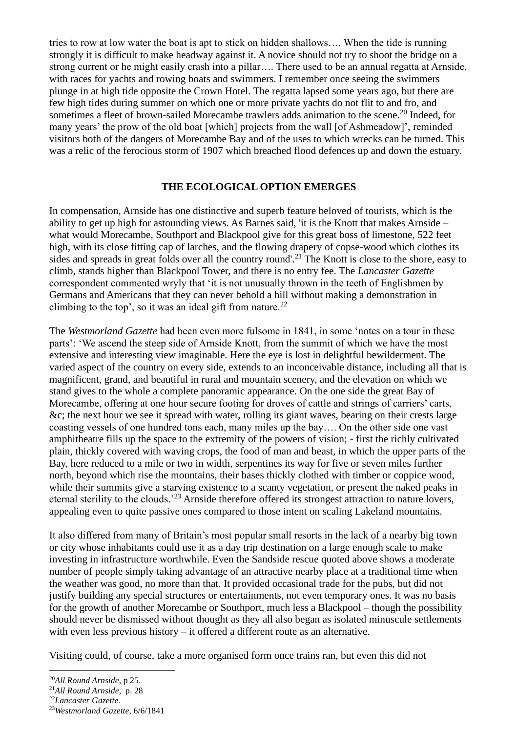tries to row at low water the boat is apt to stick on hidden shallows…. When the tide is running strongly it is difficult to make headway against it. A novice should not try to shoot the bridge on a strong current or he might easily crash into a pillar…. There used to be an annual regatta at Arnside, with races for yachts and rowing boats and swimmers. I remember once seeing the swimmers plunge in at high tide opposite the Crown Hotel. The regatta lapsed some years ago, but there are few high tides during summer on which one or more private yachts do not flit to and fro, and sometimes a fleet of brown-sailed Morecambe trawlers adds animation to the scene.[20] Indeed, for many years' the prow of the old boat [which] projects from the wall [of Ashmeadow]', reminded visitors both of the dangers of Morecambe Bay and of the uses to which wrecks can be turned. This was a relic of the ferocious storm of 1907 which breached flood defences up and down the estuary.

## THE ECOLOGICAL OPTION EMERGES

In compensation, Arnside has one distinctive and superb feature beloved of tourists, which is the ability to get up high for astounding views. As Barnes said, 'it is the Knott that makes Arnside – what would Morecambe, Southport and Blackpool give for this great boss of limestone, 522 feet high, with its close fitting cap of larches, and the flowing drapery of copse-wood which clothes its sides and spreads in great folds over all the country round'.[21] The Knott is close to the shore, easy to climb, stands higher than Blackpool Tower, and there is no entry fee. The *Lancaster Gazette* correspondent commented wryly that 'it is not unusually thrown in the teeth of Englishmen by Germans and Americans that they can never behold a hill without making a demonstration in climbing to the top', so it was an ideal gift from nature.[22]

The *Westmorland Gazette* had been even more fulsome in 1841, in some 'notes on a tour in these parts': 'We ascend the steep side of Arnside Knott, from the summit of which we have the most extensive and interesting view imaginable. Here the eye is lost in delightful bewilderment. The varied aspect of the country on every side, extends to an inconceivable distance, including all that is magnificent, grand, and beautiful in rural and mountain scenery, and the elevation on which we stand gives to the whole a complete panoramic appearance. On the one side the great Bay of Morecambe, offering at one hour secure footing for droves of cattle and strings of carriers' carts, &c; the next hour we see it spread with water, rolling its giant waves, bearing on their crests large coasting vessels of one hundred tons each, many miles up the bay…. On the other side one vast amphitheatre fills up the space to the extremity of the powers of vision; - first the richly cultivated plain, thickly covered with waving crops, the food of man and beast, in which the upper parts of the Bay, here reduced to a mile or two in width, serpentines its way for five or seven miles further north, beyond which rise the mountains, their bases thickly clothed with timber or coppice wood, while their summits give a starving existence to a scanty vegetation, or present the naked peaks in eternal sterility to the clouds.'[23] Arnside therefore offered its strongest attraction to nature lovers, appealing even to quite passive ones compared to those intent on scaling Lakeland mountains.

It also differed from many of Britain's most popular small resorts in the lack of a nearby big town or city whose inhabitants could use it as a day trip destination on a large enough scale to make investing in infrastructure worthwhile. Even the Sandside rescue quoted above shows a moderate number of people simply taking advantage of an attractive nearby place at a traditional time when the weather was good, no more than that. It provided occasional trade for the pubs, but did not justify building any special structures or entertainments, not even temporary ones. It was no basis for the growth of another Morecambe or Southport, much less a Blackpool – though the possibility should never be dismissed without thought as they all also began as isolated minuscule settlements with even less previous history – it offered a different route as an alternative.

Visiting could, of course, take a more organised form once trains ran, but even this did not

---

[20] *All Round Arnside,* p 25.

[21] *All Round Arnside,* p. 28

[22] *Lancaster Gazette.*

[23] *Westmorland Gazette,* 6/6/1841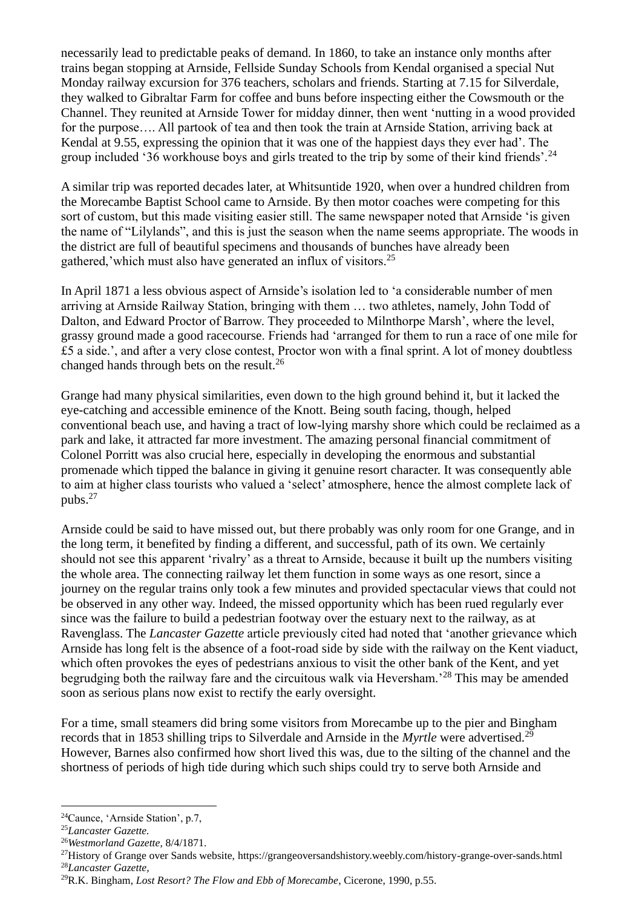necessarily lead to predictable peaks of demand. In 1860, to take an instance only months after trains began stopping at Arnside, Fellside Sunday Schools from Kendal organised a special Nut Monday railway excursion for 376 teachers, scholars and friends. Starting at 7.15 for Silverdale, they walked to Gibraltar Farm for coffee and buns before inspecting either the Cowsmouth or the Channel. They reunited at Arnside Tower for midday dinner, then went 'nutting in a wood provided for the purpose…. All partook of tea and then took the train at Arnside Station, arriving back at Kendal at 9.55, expressing the opinion that it was one of the happiest days they ever had'. The group included '36 workhouse boys and girls treated to the trip by some of their kind friends'.[24]

A similar trip was reported decades later, at Whitsuntide 1920, when over a hundred children from the Morecambe Baptist School came to Arnside. By then motor coaches were competing for this sort of custom, but this made visiting easier still. The same newspaper noted that Arnside 'is given the name of "Lilylands", and this is just the season when the name seems appropriate. The woods in the district are full of beautiful specimens and thousands of bunches have already been gathered,'which must also have generated an influx of visitors.[25]

In April 1871 a less obvious aspect of Arnside's isolation led to 'a considerable number of men arriving at Arnside Railway Station, bringing with them … two athletes, namely, John Todd of Dalton, and Edward Proctor of Barrow. They proceeded to Milnthorpe Marsh', where the level, grassy ground made a good racecourse. Friends had 'arranged for them to run a race of one mile for £5 a side.', and after a very close contest, Proctor won with a final sprint. A lot of money doubtless changed hands through bets on the result.[26]

Grange had many physical similarities, even down to the high ground behind it, but it lacked the eye-catching and accessible eminence of the Knott. Being south facing, though, helped conventional beach use, and having a tract of low-lying marshy shore which could be reclaimed as a park and lake, it attracted far more investment. The amazing personal financial commitment of Colonel Porritt was also crucial here, especially in developing the enormous and substantial promenade which tipped the balance in giving it genuine resort character. It was consequently able to aim at higher class tourists who valued a 'select' atmosphere, hence the almost complete lack of pubs.[27]

Arnside could be said to have missed out, but there probably was only room for one Grange, and in the long term, it benefited by finding a different, and successful, path of its own. We certainly should not see this apparent 'rivalry' as a threat to Arnside, because it built up the numbers visiting the whole area. The connecting railway let them function in some ways as one resort, since a journey on the regular trains only took a few minutes and provided spectacular views that could not be observed in any other way. Indeed, the missed opportunity which has been rued regularly ever since was the failure to build a pedestrian footway over the estuary next to the railway, as at Ravenglass. The *Lancaster Gazette* article previously cited had noted that 'another grievance which Arnside has long felt is the absence of a foot-road side by side with the railway on the Kent viaduct, which often provokes the eyes of pedestrians anxious to visit the other bank of the Kent, and yet begrudging both the railway fare and the circuitous walk via Heversham.'[28] This may be amended soon as serious plans now exist to rectify the early oversight.

For a time, small steamers did bring some visitors from Morecambe up to the pier and Bingham records that in 1853 shilling trips to Silverdale and Arnside in the *Myrtle* were advertised.[29] However, Barnes also confirmed how short lived this was, due to the silting of the channel and the shortness of periods of high tide during which such ships could try to serve both Arnside and

---

[24]Caunce, 'Arnside Station', p.7,

[25]*Lancaster Gazette.*

[26]*Westmorland Gazette,* 8/4/1871.

[27]History of Grange over Sands website, https://grangeoversandshistory.weebly.com/history-grange-over-sands.html

[28]*Lancaster Gazette,*

[29]R.K. Bingham, *Lost Resort? The Flow and Ebb of Morecambe*, Cicerone, 1990, p.55.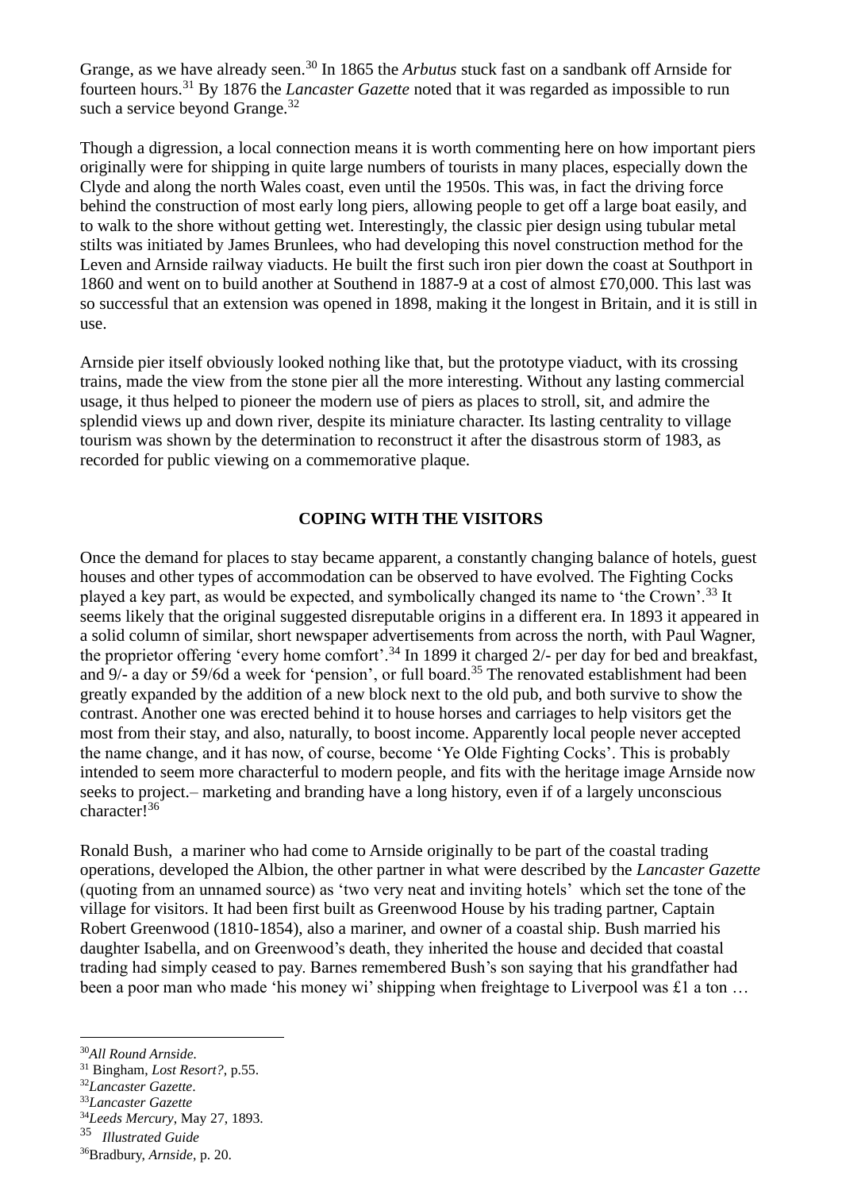Grange, as we have already seen.[30] In 1865 the *Arbutus* stuck fast on a sandbank off Arnside for fourteen hours.[31] By 1876 the *Lancaster Gazette* noted that it was regarded as impossible to run such a service beyond Grange.[32]

Though a digression, a local connection means it is worth commenting here on how important piers originally were for shipping in quite large numbers of tourists in many places, especially down the Clyde and along the north Wales coast, even until the 1950s. This was, in fact the driving force behind the construction of most early long piers, allowing people to get off a large boat easily, and to walk to the shore without getting wet. Interestingly, the classic pier design using tubular metal stilts was initiated by James Brunlees, who had developing this novel construction method for the Leven and Arnside railway viaducts. He built the first such iron pier down the coast at Southport in 1860 and went on to build another at Southend in 1887-9 at a cost of almost £70,000. This last was so successful that an extension was opened in 1898, making it the longest in Britain, and it is still in use.

Arnside pier itself obviously looked nothing like that, but the prototype viaduct, with its crossing trains, made the view from the stone pier all the more interesting. Without any lasting commercial usage, it thus helped to pioneer the modern use of piers as places to stroll, sit, and admire the splendid views up and down river, despite its miniature character. Its lasting centrality to village tourism was shown by the determination to reconstruct it after the disastrous storm of 1983, as recorded for public viewing on a commemorative plaque.

## COPING WITH THE VISITORS

Once the demand for places to stay became apparent, a constantly changing balance of hotels, guest houses and other types of accommodation can be observed to have evolved. The Fighting Cocks played a key part, as would be expected, and symbolically changed its name to 'the Crown'.[33] It seems likely that the original suggested disreputable origins in a different era. In 1893 it appeared in a solid column of similar, short newspaper advertisements from across the north, with Paul Wagner, the proprietor offering 'every home comfort'.[34] In 1899 it charged 2/- per day for bed and breakfast, and 9/- a day or 59/6d a week for 'pension', or full board.[35] The renovated establishment had been greatly expanded by the addition of a new block next to the old pub, and both survive to show the contrast. Another one was erected behind it to house horses and carriages to help visitors get the most from their stay, and also, naturally, to boost income. Apparently local people never accepted the name change, and it has now, of course, become 'Ye Olde Fighting Cocks'. This is probably intended to seem more characterful to modern people, and fits with the heritage image Arnside now seeks to project.– marketing and branding have a long history, even if of a largely unconscious character![36]

Ronald Bush, a mariner who had come to Arnside originally to be part of the coastal trading operations, developed the Albion, the other partner in what were described by the *Lancaster Gazette* (quoting from an unnamed source) as 'two very neat and inviting hotels' which set the tone of the village for visitors. It had been first built as Greenwood House by his trading partner, Captain Robert Greenwood (1810-1854), also a mariner, and owner of a coastal ship. Bush married his daughter Isabella, and on Greenwood's death, they inherited the house and decided that coastal trading had simply ceased to pay. Barnes remembered Bush's son saying that his grandfather had been a poor man who made 'his money wi' shipping when freightage to Liverpool was £1 a ton …

---

[30] *All Round Arnside.*

[31] Bingham, *Lost Resort?*, p.55.

[32] *Lancaster Gazette*.

[33] *Lancaster Gazette*

[34] *Leeds Mercury*, May 27, 1893.

[35] *Illustrated Guide*

[36] Bradbury, *Arnside*, p. 20.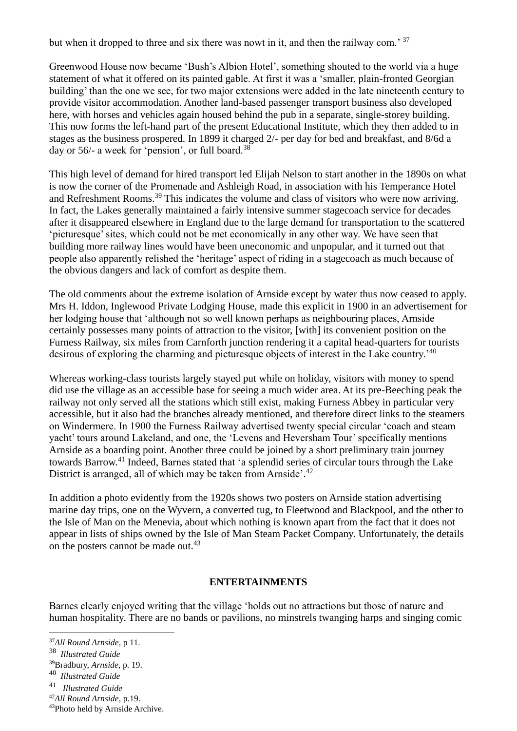but when it dropped to three and six there was nowt in it, and then the railway com.' [37]

Greenwood House now became 'Bush's Albion Hotel', something shouted to the world via a huge statement of what it offered on its painted gable. At first it was a 'smaller, plain-fronted Georgian building' than the one we see, for two major extensions were added in the late nineteenth century to provide visitor accommodation. Another land-based passenger transport business also developed here, with horses and vehicles again housed behind the pub in a separate, single-storey building. This now forms the left-hand part of the present Educational Institute, which they then added to in stages as the business prospered. In 1899 it charged 2/- per day for bed and breakfast, and 8/6d a day or 56/- a week for 'pension', or full board.[38]

This high level of demand for hired transport led Elijah Nelson to start another in the 1890s on what is now the corner of the Promenade and Ashleigh Road, in association with his Temperance Hotel and Refreshment Rooms.[39] This indicates the volume and class of visitors who were now arriving. In fact, the Lakes generally maintained a fairly intensive summer stagecoach service for decades after it disappeared elsewhere in England due to the large demand for transportation to the scattered 'picturesque' sites, which could not be met economically in any other way. We have seen that building more railway lines would have been uneconomic and unpopular, and it turned out that people also apparently relished the 'heritage' aspect of riding in a stagecoach as much because of the obvious dangers and lack of comfort as despite them.

The old comments about the extreme isolation of Arnside except by water thus now ceased to apply. Mrs H. Iddon, Inglewood Private Lodging House, made this explicit in 1900 in an advertisement for her lodging house that 'although not so well known perhaps as neighbouring places, Arnside certainly possesses many points of attraction to the visitor, [with] its convenient position on the Furness Railway, six miles from Carnforth junction rendering it a capital head-quarters for tourists desirous of exploring the charming and picturesque objects of interest in the Lake country.'[40]

Whereas working-class tourists largely stayed put while on holiday, visitors with money to spend did use the village as an accessible base for seeing a much wider area. At its pre-Beeching peak the railway not only served all the stations which still exist, making Furness Abbey in particular very accessible, but it also had the branches already mentioned, and therefore direct links to the steamers on Windermere. In 1900 the Furness Railway advertised twenty special circular 'coach and steam yacht' tours around Lakeland, and one, the 'Levens and Heversham Tour' specifically mentions Arnside as a boarding point. Another three could be joined by a short preliminary train journey towards Barrow.[41] Indeed, Barnes stated that 'a splendid series of circular tours through the Lake District is arranged, all of which may be taken from Arnside'.[42]

In addition a photo evidently from the 1920s shows two posters on Arnside station advertising marine day trips, one on the Wyvern, a converted tug, to Fleetwood and Blackpool, and the other to the Isle of Man on the Menevia, about which nothing is known apart from the fact that it does not appear in lists of ships owned by the Isle of Man Steam Packet Company. Unfortunately, the details on the posters cannot be made out.[43]

## ENTERTAINMENTS

Barnes clearly enjoyed writing that the village 'holds out no attractions but those of nature and human hospitality. There are no bands or pavilions, no minstrels twanging harps and singing comic

---

[37] *All Round Arnside,* p 11.

[38] *Illustrated Guide*

[39] Bradbury, *Arnside,* p. 19.

[40] *Illustrated Guide*

[41] *Illustrated Guide*

[42] *All Round Arnside,* p.19.

[43] Photo held by Arnside Archive.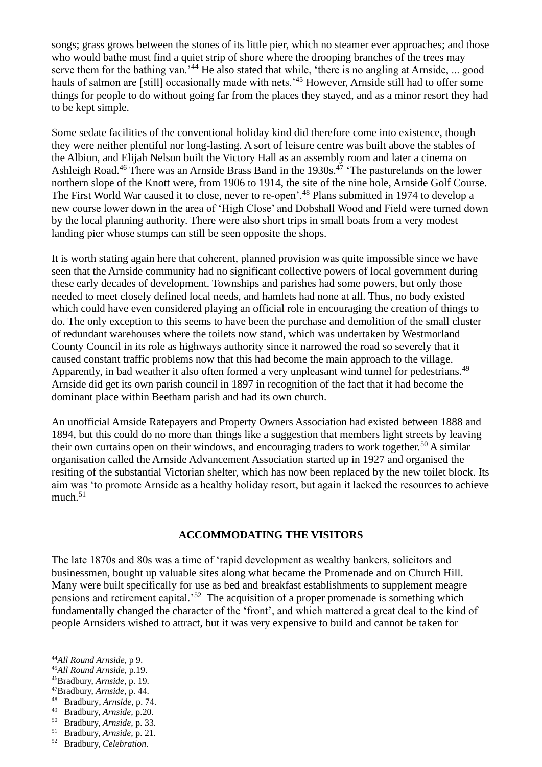songs; grass grows between the stones of its little pier, which no steamer ever approaches; and those who would bathe must find a quiet strip of shore where the drooping branches of the trees may serve them for the bathing van.'[44] He also stated that while, 'there is no angling at Arnside, ... good hauls of salmon are [still] occasionally made with nets.'[45] However, Arnside still had to offer some things for people to do without going far from the places they stayed, and as a minor resort they had to be kept simple.

Some sedate facilities of the conventional holiday kind did therefore come into existence, though they were neither plentiful nor long-lasting. A sort of leisure centre was built above the stables of the Albion, and Elijah Nelson built the Victory Hall as an assembly room and later a cinema on Ashleigh Road.[46] There was an Arnside Brass Band in the 1930s.[47] 'The pasturelands on the lower northern slope of the Knott were, from 1906 to 1914, the site of the nine hole, Arnside Golf Course. The First World War caused it to close, never to re-open'.[48] Plans submitted in 1974 to develop a new course lower down in the area of 'High Close' and Dobshall Wood and Field were turned down by the local planning authority. There were also short trips in small boats from a very modest landing pier whose stumps can still be seen opposite the shops.

It is worth stating again here that coherent, planned provision was quite impossible since we have seen that the Arnside community had no significant collective powers of local government during these early decades of development. Townships and parishes had some powers, but only those needed to meet closely defined local needs, and hamlets had none at all. Thus, no body existed which could have even considered playing an official role in encouraging the creation of things to do. The only exception to this seems to have been the purchase and demolition of the small cluster of redundant warehouses where the toilets now stand, which was undertaken by Westmorland County Council in its role as highways authority since it narrowed the road so severely that it caused constant traffic problems now that this had become the main approach to the village. Apparently, in bad weather it also often formed a very unpleasant wind tunnel for pedestrians.[49] Arnside did get its own parish council in 1897 in recognition of the fact that it had become the dominant place within Beetham parish and had its own church.

An unofficial Arnside Ratepayers and Property Owners Association had existed between 1888 and 1894, but this could do no more than things like a suggestion that members light streets by leaving their own curtains open on their windows, and encouraging traders to work together.[50] A similar organisation called the Arnside Advancement Association started up in 1927 and organised the resiting of the substantial Victorian shelter, which has now been replaced by the new toilet block. Its aim was 'to promote Arnside as a healthy holiday resort, but again it lacked the resources to achieve much.[51]

## ACCOMMODATING THE VISITORS

The late 1870s and 80s was a time of 'rapid development as wealthy bankers, solicitors and businessmen, bought up valuable sites along what became the Promenade and on Church Hill. Many were built specifically for use as bed and breakfast establishments to supplement meagre pensions and retirement capital.'[52] The acquisition of a proper promenade is something which fundamentally changed the character of the 'front', and which mattered a great deal to the kind of people Arnsiders wished to attract, but it was very expensive to build and cannot be taken for

---

[44] *All Round Arnside,* p 9.
[45] *All Round Arnside,* p.19.
[46] Bradbury, *Arnside,* p. 19.
[47] Bradbury, *Arnside,* p. 44.
[48] Bradbury, *Arnside,* p. 74.
[49] Bradbury, *Arnside,* p.20.
[50] Bradbury, *Arnside,* p. 33.
[51] Bradbury, *Arnside,* p. 21.
[52] Bradbury, *Celebration*.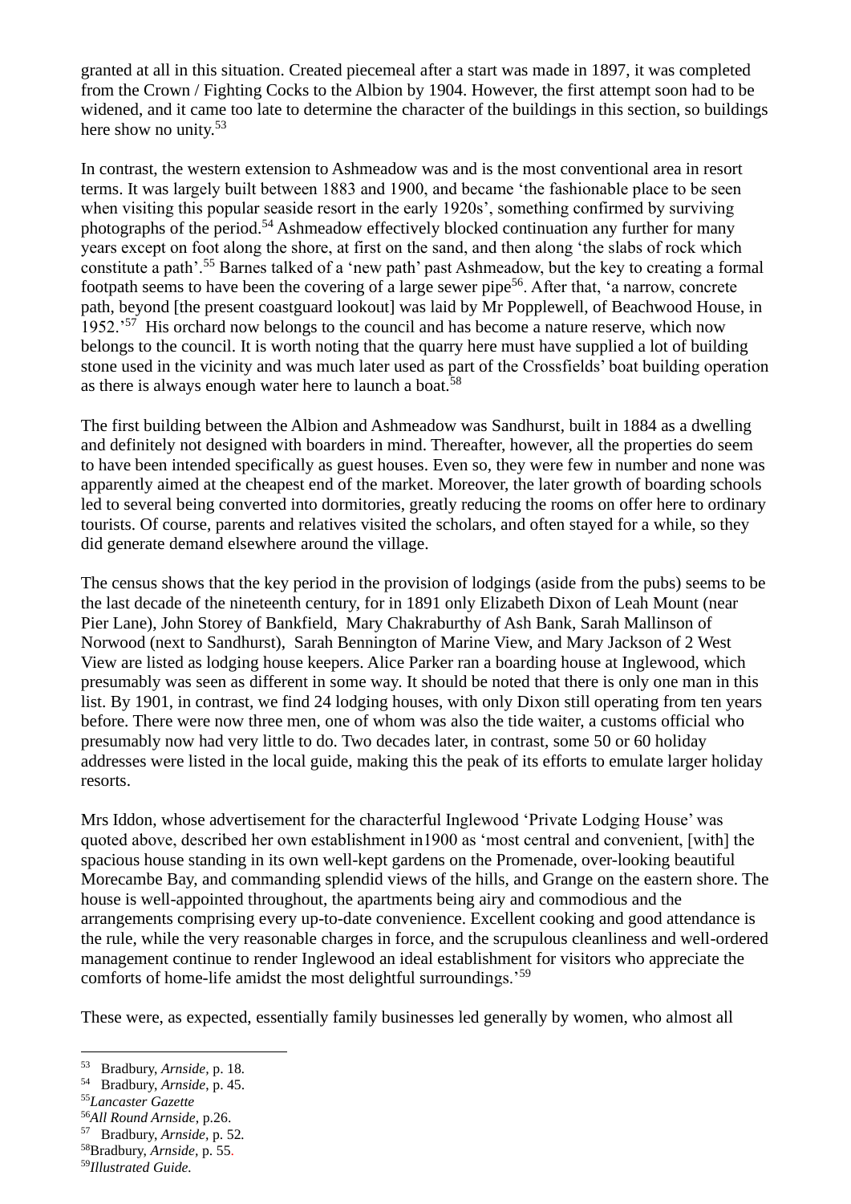granted at all in this situation. Created piecemeal after a start was made in 1897, it was completed from the Crown / Fighting Cocks to the Albion by 1904. However, the first attempt soon had to be widened, and it came too late to determine the character of the buildings in this section, so buildings here show no unity.[53]

In contrast, the western extension to Ashmeadow was and is the most conventional area in resort terms. It was largely built between 1883 and 1900, and became 'the fashionable place to be seen when visiting this popular seaside resort in the early 1920s', something confirmed by surviving photographs of the period.[54] Ashmeadow effectively blocked continuation any further for many years except on foot along the shore, at first on the sand, and then along 'the slabs of rock which constitute a path'.[55] Barnes talked of a 'new path' past Ashmeadow, but the key to creating a formal footpath seems to have been the covering of a large sewer pipe[56]. After that, 'a narrow, concrete path, beyond [the present coastguard lookout] was laid by Mr Popplewell, of Beachwood House, in 1952.'[57] His orchard now belongs to the council and has become a nature reserve, which now belongs to the council. It is worth noting that the quarry here must have supplied a lot of building stone used in the vicinity and was much later used as part of the Crossfields' boat building operation as there is always enough water here to launch a boat.[58]

The first building between the Albion and Ashmeadow was Sandhurst, built in 1884 as a dwelling and definitely not designed with boarders in mind. Thereafter, however, all the properties do seem to have been intended specifically as guest houses. Even so, they were few in number and none was apparently aimed at the cheapest end of the market. Moreover, the later growth of boarding schools led to several being converted into dormitories, greatly reducing the rooms on offer here to ordinary tourists. Of course, parents and relatives visited the scholars, and often stayed for a while, so they did generate demand elsewhere around the village.

The census shows that the key period in the provision of lodgings (aside from the pubs) seems to be the last decade of the nineteenth century, for in 1891 only Elizabeth Dixon of Leah Mount (near Pier Lane), John Storey of Bankfield, Mary Chakraburthy of Ash Bank, Sarah Mallinson of Norwood (next to Sandhurst), Sarah Bennington of Marine View, and Mary Jackson of 2 West View are listed as lodging house keepers. Alice Parker ran a boarding house at Inglewood, which presumably was seen as different in some way. It should be noted that there is only one man in this list. By 1901, in contrast, we find 24 lodging houses, with only Dixon still operating from ten years before. There were now three men, one of whom was also the tide waiter, a customs official who presumably now had very little to do. Two decades later, in contrast, some 50 or 60 holiday addresses were listed in the local guide, making this the peak of its efforts to emulate larger holiday resorts.

Mrs Iddon, whose advertisement for the characterful Inglewood 'Private Lodging House' was quoted above, described her own establishment in1900 as 'most central and convenient, [with] the spacious house standing in its own well-kept gardens on the Promenade, over-looking beautiful Morecambe Bay, and commanding splendid views of the hills, and Grange on the eastern shore. The house is well-appointed throughout, the apartments being airy and commodious and the arrangements comprising every up-to-date convenience. Excellent cooking and good attendance is the rule, while the very reasonable charges in force, and the scrupulous cleanliness and well-ordered management continue to render Inglewood an ideal establishment for visitors who appreciate the comforts of home-life amidst the most delightful surroundings.'[59]

These were, as expected, essentially family businesses led generally by women, who almost all

---

[53] Bradbury, *Arnside*, p. 18.
[54] Bradbury, *Arnside*, p. 45.
[55] *Lancaster Gazette*
[56] *All Round Arnside*, p.26.
[57] Bradbury, *Arnside*, p. 52.
[58] Bradbury, *Arnside*, p. 55.
[59] *Illustrated Guide.*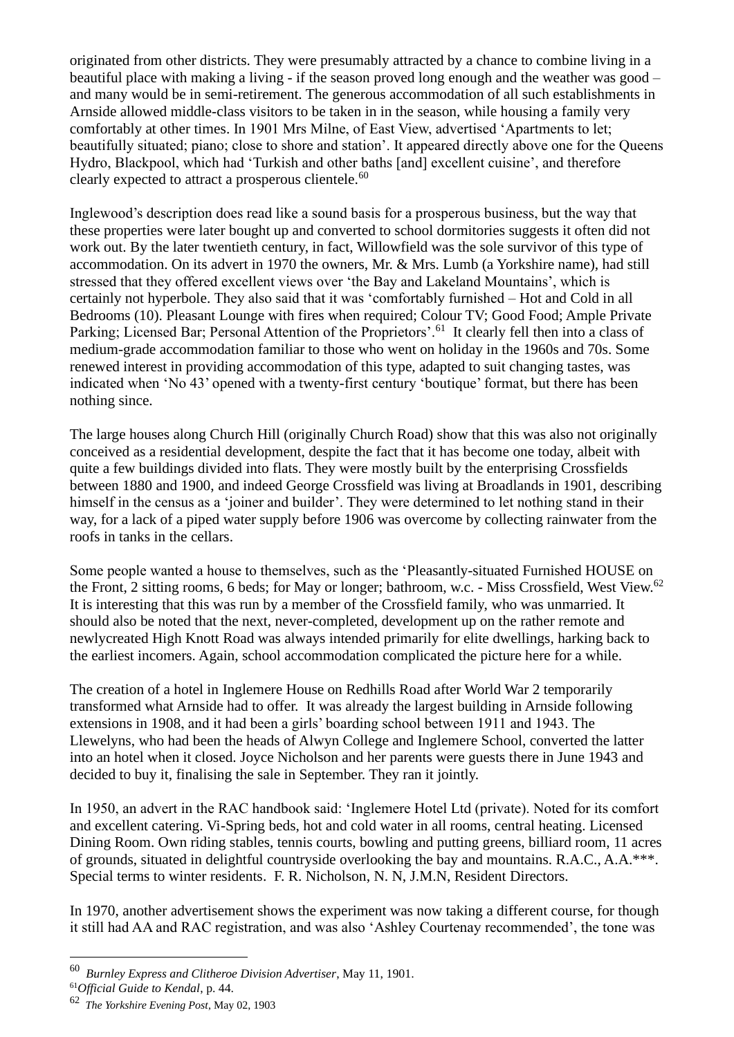originated from other districts. They were presumably attracted by a chance to combine living in a beautiful place with making a living - if the season proved long enough and the weather was good – and many would be in semi-retirement. The generous accommodation of all such establishments in Arnside allowed middle-class visitors to be taken in in the season, while housing a family very comfortably at other times. In 1901 Mrs Milne, of East View, advertised 'Apartments to let; beautifully situated; piano; close to shore and station'. It appeared directly above one for the Queens Hydro, Blackpool, which had 'Turkish and other baths [and] excellent cuisine', and therefore clearly expected to attract a prosperous clientele.[60]

Inglewood's description does read like a sound basis for a prosperous business, but the way that these properties were later bought up and converted to school dormitories suggests it often did not work out. By the later twentieth century, in fact, Willowfield was the sole survivor of this type of accommodation. On its advert in 1970 the owners, Mr. & Mrs. Lumb (a Yorkshire name), had still stressed that they offered excellent views over 'the Bay and Lakeland Mountains', which is certainly not hyperbole. They also said that it was 'comfortably furnished – Hot and Cold in all Bedrooms (10). Pleasant Lounge with fires when required; Colour TV; Good Food; Ample Private Parking; Licensed Bar; Personal Attention of the Proprietors'.[61] It clearly fell then into a class of medium-grade accommodation familiar to those who went on holiday in the 1960s and 70s. Some renewed interest in providing accommodation of this type, adapted to suit changing tastes, was indicated when 'No 43' opened with a twenty-first century 'boutique' format, but there has been nothing since.

The large houses along Church Hill (originally Church Road) show that this was also not originally conceived as a residential development, despite the fact that it has become one today, albeit with quite a few buildings divided into flats. They were mostly built by the enterprising Crossfields between 1880 and 1900, and indeed George Crossfield was living at Broadlands in 1901, describing himself in the census as a 'joiner and builder'. They were determined to let nothing stand in their way, for a lack of a piped water supply before 1906 was overcome by collecting rainwater from the roofs in tanks in the cellars.

Some people wanted a house to themselves, such as the 'Pleasantly-situated Furnished HOUSE on the Front, 2 sitting rooms, 6 beds; for May or longer; bathroom, w.c. - Miss Crossfield, West View.[62] It is interesting that this was run by a member of the Crossfield family, who was unmarried. It should also be noted that the next, never-completed, development up on the rather remote and newlycreated High Knott Road was always intended primarily for elite dwellings, harking back to the earliest incomers. Again, school accommodation complicated the picture here for a while.

The creation of a hotel in Inglemere House on Redhills Road after World War 2 temporarily transformed what Arnside had to offer. It was already the largest building in Arnside following extensions in 1908, and it had been a girls' boarding school between 1911 and 1943. The Llewelyns, who had been the heads of Alwyn College and Inglemere School, converted the latter into an hotel when it closed. Joyce Nicholson and her parents were guests there in June 1943 and decided to buy it, finalising the sale in September. They ran it jointly.

In 1950, an advert in the RAC handbook said: 'Inglemere Hotel Ltd (private). Noted for its comfort and excellent catering. Vi-Spring beds, hot and cold water in all rooms, central heating. Licensed Dining Room. Own riding stables, tennis courts, bowling and putting greens, billiard room, 11 acres of grounds, situated in delightful countryside overlooking the bay and mountains. R.A.C., A.A.***. Special terms to winter residents. F. R. Nicholson, N. N, J.M.N, Resident Directors.

In 1970, another advertisement shows the experiment was now taking a different course, for though it still had AA and RAC registration, and was also 'Ashley Courtenay recommended', the tone was

---

[60] *Burnley Express and Clitheroe Division Advertiser*, May 11, 1901.

[61] *Official Guide to Kendal*, p. 44.

[62] *The Yorkshire Evening Post*, May 02, 1903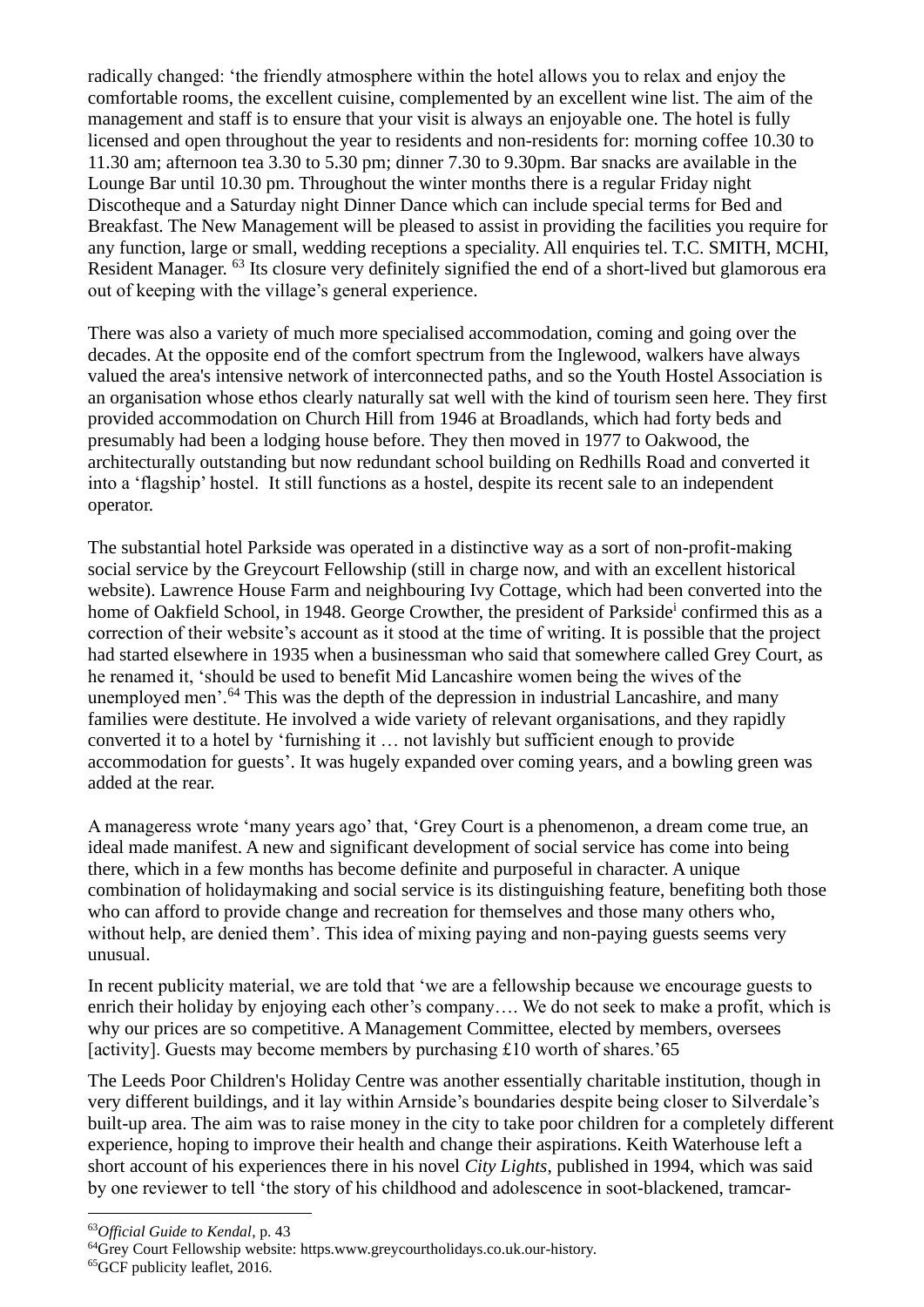radically changed: 'the friendly atmosphere within the hotel allows you to relax and enjoy the comfortable rooms, the excellent cuisine, complemented by an excellent wine list. The aim of the management and staff is to ensure that your visit is always an enjoyable one. The hotel is fully licensed and open throughout the year to residents and non-residents for: morning coffee 10.30 to 11.30 am; afternoon tea 3.30 to 5.30 pm; dinner 7.30 to 9.30pm. Bar snacks are available in the Lounge Bar until 10.30 pm. Throughout the winter months there is a regular Friday night Discotheque and a Saturday night Dinner Dance which can include special terms for Bed and Breakfast. The New Management will be pleased to assist in providing the facilities you require for any function, large or small, wedding receptions a speciality. All enquiries tel. T.C. SMITH, MCHI, Resident Manager. [63] Its closure very definitely signified the end of a short-lived but glamorous era out of keeping with the village's general experience.

There was also a variety of much more specialised accommodation, coming and going over the decades. At the opposite end of the comfort spectrum from the Inglewood, walkers have always valued the area's intensive network of interconnected paths, and so the Youth Hostel Association is an organisation whose ethos clearly naturally sat well with the kind of tourism seen here. They first provided accommodation on Church Hill from 1946 at Broadlands, which had forty beds and presumably had been a lodging house before. They then moved in 1977 to Oakwood, the architecturally outstanding but now redundant school building on Redhills Road and converted it into a 'flagship' hostel. It still functions as a hostel, despite its recent sale to an independent operator.

The substantial hotel Parkside was operated in a distinctive way as a sort of non-profit-making social service by the Greycourt Fellowship (still in charge now, and with an excellent historical website). Lawrence House Farm and neighbouring Ivy Cottage, which had been converted into the home of Oakfield School, in 1948. George Crowther, the president of Parkside[i] confirmed this as a correction of their website's account as it stood at the time of writing. It is possible that the project had started elsewhere in 1935 when a businessman who said that somewhere called Grey Court, as he renamed it, 'should be used to benefit Mid Lancashire women being the wives of the unemployed men'.[64] This was the depth of the depression in industrial Lancashire, and many families were destitute. He involved a wide variety of relevant organisations, and they rapidly converted it to a hotel by 'furnishing it … not lavishly but sufficient enough to provide accommodation for guests'. It was hugely expanded over coming years, and a bowling green was added at the rear.

A manageress wrote 'many years ago' that, 'Grey Court is a phenomenon, a dream come true, an ideal made manifest. A new and significant development of social service has come into being there, which in a few months has become definite and purposeful in character. A unique combination of holidaymaking and social service is its distinguishing feature, benefiting both those who can afford to provide change and recreation for themselves and those many others who, without help, are denied them'. This idea of mixing paying and non-paying guests seems very unusual.

In recent publicity material, we are told that 'we are a fellowship because we encourage guests to enrich their holiday by enjoying each other's company…. We do not seek to make a profit, which is why our prices are so competitive. A Management Committee, elected by members, oversees [activity]. Guests may become members by purchasing £10 worth of shares.'65

The Leeds Poor Children's Holiday Centre was another essentially charitable institution, though in very different buildings, and it lay within Arnside's boundaries despite being closer to Silverdale's built-up area. The aim was to raise money in the city to take poor children for a completely different experience, hoping to improve their health and change their aspirations. Keith Waterhouse left a short account of his experiences there in his novel *City Lights*, published in 1994, which was said by one reviewer to tell 'the story of his childhood and adolescence in soot-blackened, tramcar-

---

[63]*Official Guide to Kendal*, p. 43

[64]Grey Court Fellowship website: https.www.greycourtholidays.co.uk.our-history.

[65]GCF publicity leaflet, 2016.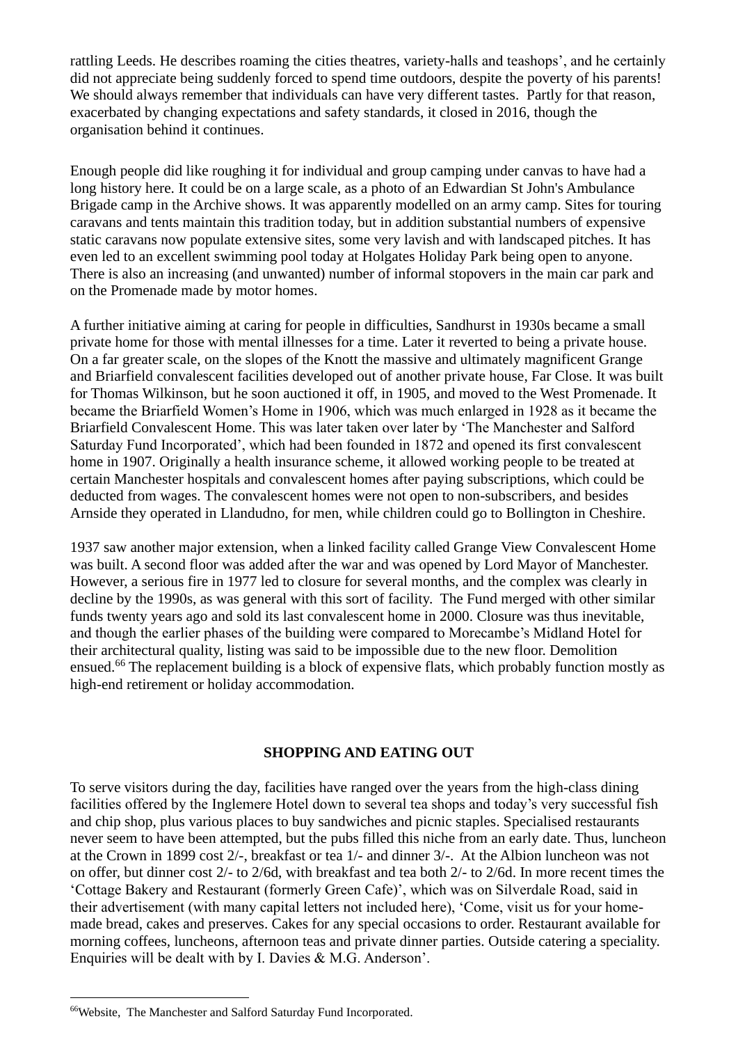rattling Leeds. He describes roaming the cities theatres, variety-halls and teashops', and he certainly did not appreciate being suddenly forced to spend time outdoors, despite the poverty of his parents! We should always remember that individuals can have very different tastes. Partly for that reason, exacerbated by changing expectations and safety standards, it closed in 2016, though the organisation behind it continues.

Enough people did like roughing it for individual and group camping under canvas to have had a long history here. It could be on a large scale, as a photo of an Edwardian St John's Ambulance Brigade camp in the Archive shows. It was apparently modelled on an army camp. Sites for touring caravans and tents maintain this tradition today, but in addition substantial numbers of expensive static caravans now populate extensive sites, some very lavish and with landscaped pitches. It has even led to an excellent swimming pool today at Holgates Holiday Park being open to anyone. There is also an increasing (and unwanted) number of informal stopovers in the main car park and on the Promenade made by motor homes.

A further initiative aiming at caring for people in difficulties, Sandhurst in 1930s became a small private home for those with mental illnesses for a time. Later it reverted to being a private house. On a far greater scale, on the slopes of the Knott the massive and ultimately magnificent Grange and Briarfield convalescent facilities developed out of another private house, Far Close. It was built for Thomas Wilkinson, but he soon auctioned it off, in 1905, and moved to the West Promenade. It became the Briarfield Women's Home in 1906, which was much enlarged in 1928 as it became the Briarfield Convalescent Home. This was later taken over later by 'The Manchester and Salford Saturday Fund Incorporated', which had been founded in 1872 and opened its first convalescent home in 1907. Originally a health insurance scheme, it allowed working people to be treated at certain Manchester hospitals and convalescent homes after paying subscriptions, which could be deducted from wages. The convalescent homes were not open to non-subscribers, and besides Arnside they operated in Llandudno, for men, while children could go to Bollington in Cheshire.

1937 saw another major extension, when a linked facility called Grange View Convalescent Home was built. A second floor was added after the war and was opened by Lord Mayor of Manchester. However, a serious fire in 1977 led to closure for several months, and the complex was clearly in decline by the 1990s, as was general with this sort of facility. The Fund merged with other similar funds twenty years ago and sold its last convalescent home in 2000. Closure was thus inevitable, and though the earlier phases of the building were compared to Morecambe's Midland Hotel for their architectural quality, listing was said to be impossible due to the new floor. Demolition ensued.[66] The replacement building is a block of expensive flats, which probably function mostly as high-end retirement or holiday accommodation.

## SHOPPING AND EATING OUT

To serve visitors during the day, facilities have ranged over the years from the high-class dining facilities offered by the Inglemere Hotel down to several tea shops and today's very successful fish and chip shop, plus various places to buy sandwiches and picnic staples. Specialised restaurants never seem to have been attempted, but the pubs filled this niche from an early date. Thus, luncheon at the Crown in 1899 cost 2/-, breakfast or tea 1/- and dinner 3/-. At the Albion luncheon was not on offer, but dinner cost 2/- to 2/6d, with breakfast and tea both 2/- to 2/6d. In more recent times the 'Cottage Bakery and Restaurant (formerly Green Cafe)', which was on Silverdale Road, said in their advertisement (with many capital letters not included here), 'Come, visit us for your home-made bread, cakes and preserves. Cakes for any special occasions to order. Restaurant available for morning coffees, luncheons, afternoon teas and private dinner parties. Outside catering a speciality. Enquiries will be dealt with by I. Davies & M.G. Anderson'.

---

[66] Website, The Manchester and Salford Saturday Fund Incorporated.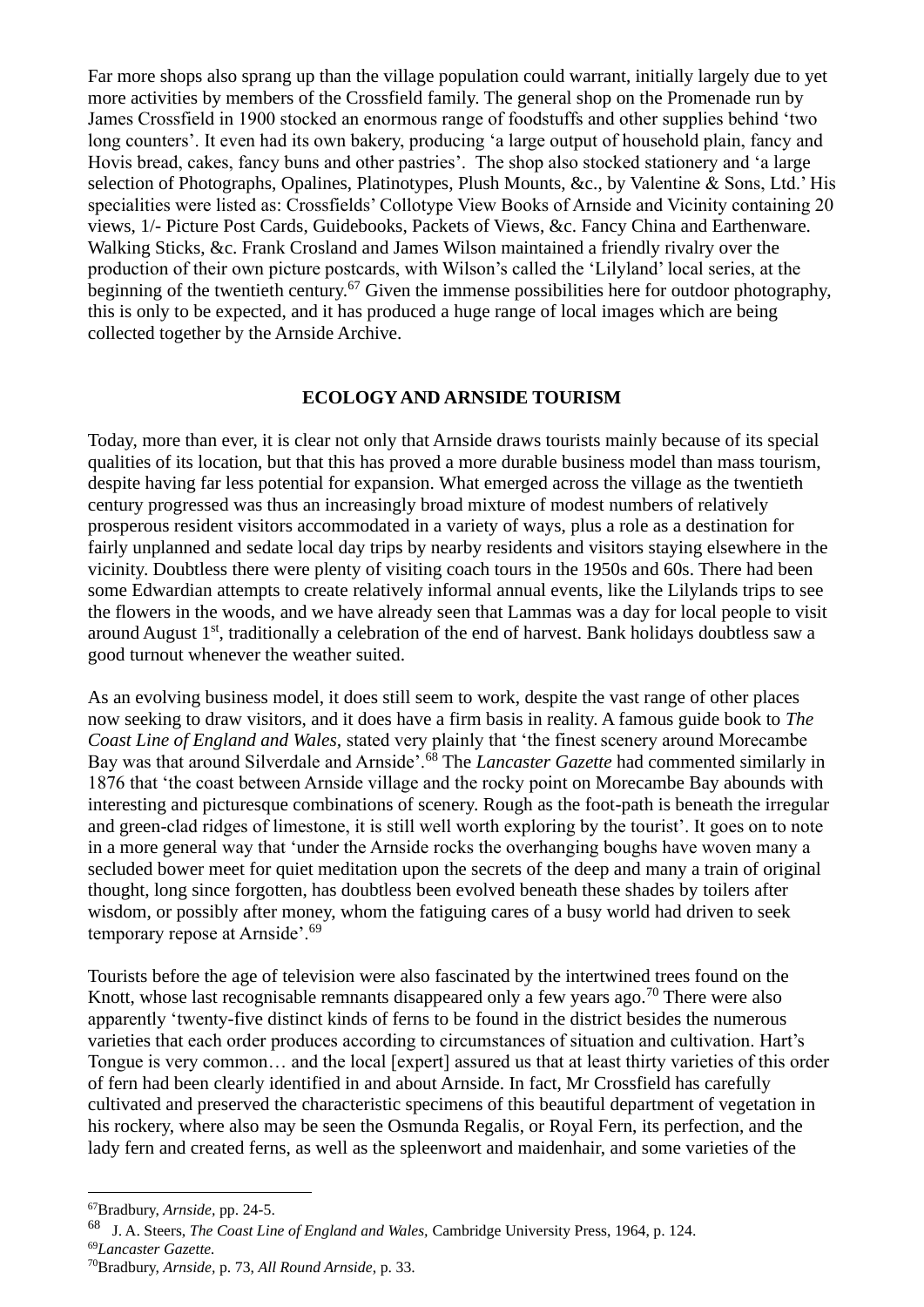Far more shops also sprang up than the village population could warrant, initially largely due to yet more activities by members of the Crossfield family. The general shop on the Promenade run by James Crossfield in 1900 stocked an enormous range of foodstuffs and other supplies behind 'two long counters'. It even had its own bakery, producing 'a large output of household plain, fancy and Hovis bread, cakes, fancy buns and other pastries'. The shop also stocked stationery and 'a large selection of Photographs, Opalines, Platinotypes, Plush Mounts, &c., by Valentine & Sons, Ltd.' His specialities were listed as: Crossfields' Collotype View Books of Arnside and Vicinity containing 20 views, 1/- Picture Post Cards, Guidebooks, Packets of Views, &c. Fancy China and Earthenware. Walking Sticks, &c. Frank Crosland and James Wilson maintained a friendly rivalry over the production of their own picture postcards, with Wilson's called the 'Lilyland' local series, at the beginning of the twentieth century.[67] Given the immense possibilities here for outdoor photography, this is only to be expected, and it has produced a huge range of local images which are being collected together by the Arnside Archive.

## ECOLOGY AND ARNSIDE TOURISM

Today, more than ever, it is clear not only that Arnside draws tourists mainly because of its special qualities of its location, but that this has proved a more durable business model than mass tourism, despite having far less potential for expansion. What emerged across the village as the twentieth century progressed was thus an increasingly broad mixture of modest numbers of relatively prosperous resident visitors accommodated in a variety of ways, plus a role as a destination for fairly unplanned and sedate local day trips by nearby residents and visitors staying elsewhere in the vicinity. Doubtless there were plenty of visiting coach tours in the 1950s and 60s. There had been some Edwardian attempts to create relatively informal annual events, like the Lilylands trips to see the flowers in the woods, and we have already seen that Lammas was a day for local people to visit around August 1st, traditionally a celebration of the end of harvest. Bank holidays doubtless saw a good turnout whenever the weather suited.

As an evolving business model, it does still seem to work, despite the vast range of other places now seeking to draw visitors, and it does have a firm basis in reality. A famous guide book to *The Coast Line of England and Wales*, stated very plainly that 'the finest scenery around Morecambe Bay was that around Silverdale and Arnside'.[68] The *Lancaster Gazette* had commented similarly in 1876 that 'the coast between Arnside village and the rocky point on Morecambe Bay abounds with interesting and picturesque combinations of scenery. Rough as the foot-path is beneath the irregular and green-clad ridges of limestone, it is still well worth exploring by the tourist'. It goes on to note in a more general way that 'under the Arnside rocks the overhanging boughs have woven many a secluded bower meet for quiet meditation upon the secrets of the deep and many a train of original thought, long since forgotten, has doubtless been evolved beneath these shades by toilers after wisdom, or possibly after money, whom the fatiguing cares of a busy world had driven to seek temporary repose at Arnside'.[69]

Tourists before the age of television were also fascinated by the intertwined trees found on the Knott, whose last recognisable remnants disappeared only a few years ago.[70] There were also apparently 'twenty-five distinct kinds of ferns to be found in the district besides the numerous varieties that each order produces according to circumstances of situation and cultivation. Hart's Tongue is very common… and the local [expert] assured us that at least thirty varieties of this order of fern had been clearly identified in and about Arnside. In fact, Mr Crossfield has carefully cultivated and preserved the characteristic specimens of this beautiful department of vegetation in his rockery, where also may be seen the Osmunda Regalis, or Royal Fern, its perfection, and the lady fern and created ferns, as well as the spleenwort and maidenhair, and some varieties of the

---

[67] Bradbury, *Arnside*, pp. 24-5.

[68] J. A. Steers, *The Coast Line of England and Wales*, Cambridge University Press, 1964, p. 124.

[69] *Lancaster Gazette.*

[70] Bradbury, *Arnside*, p. 73, *All Round Arnside*, p. 33.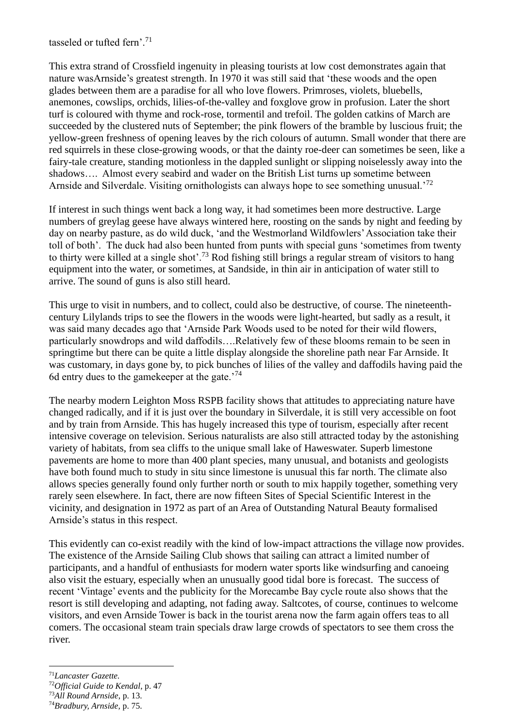tasseled or tufted fern'.[71]

This extra strand of Crossfield ingenuity in pleasing tourists at low cost demonstrates again that nature wasArnside's greatest strength. In 1970 it was still said that 'these woods and the open glades between them are a paradise for all who love flowers. Primroses, violets, bluebells, anemones, cowslips, orchids, lilies-of-the-valley and foxglove grow in profusion. Later the short turf is coloured with thyme and rock-rose, tormentil and trefoil. The golden catkins of March are succeeded by the clustered nuts of September; the pink flowers of the bramble by luscious fruit; the yellow-green freshness of opening leaves by the rich colours of autumn. Small wonder that there are red squirrels in these close-growing woods, or that the dainty roe-deer can sometimes be seen, like a fairy-tale creature, standing motionless in the dappled sunlight or slipping noiselessly away into the shadows…. Almost every seabird and wader on the British List turns up sometime between Arnside and Silverdale. Visiting ornithologists can always hope to see something unusual.'[72]

If interest in such things went back a long way, it had sometimes been more destructive. Large numbers of greylag geese have always wintered here, roosting on the sands by night and feeding by day on nearby pasture, as do wild duck, 'and the Westmorland Wildfowlers' Association take their toll of both'. The duck had also been hunted from punts with special guns 'sometimes from twenty to thirty were killed at a single shot'.[73] Rod fishing still brings a regular stream of visitors to hang equipment into the water, or sometimes, at Sandside, in thin air in anticipation of water still to arrive. The sound of guns is also still heard.

This urge to visit in numbers, and to collect, could also be destructive, of course. The nineteenth-century Lilylands trips to see the flowers in the woods were light-hearted, but sadly as a result, it was said many decades ago that 'Arnside Park Woods used to be noted for their wild flowers, particularly snowdrops and wild daffodils….Relatively few of these blooms remain to be seen in springtime but there can be quite a little display alongside the shoreline path near Far Arnside. It was customary, in days gone by, to pick bunches of lilies of the valley and daffodils having paid the 6d entry dues to the gamekeeper at the gate.'[74]

The nearby modern Leighton Moss RSPB facility shows that attitudes to appreciating nature have changed radically, and if it is just over the boundary in Silverdale, it is still very accessible on foot and by train from Arnside. This has hugely increased this type of tourism, especially after recent intensive coverage on television. Serious naturalists are also still attracted today by the astonishing variety of habitats, from sea cliffs to the unique small lake of Haweswater. Superb limestone pavements are home to more than 400 plant species, many unusual, and botanists and geologists have both found much to study in situ since limestone is unusual this far north. The climate also allows species generally found only further north or south to mix happily together, something very rarely seen elsewhere. In fact, there are now fifteen Sites of Special Scientific Interest in the vicinity, and designation in 1972 as part of an Area of Outstanding Natural Beauty formalised Arnside's status in this respect.

This evidently can co-exist readily with the kind of low-impact attractions the village now provides. The existence of the Arnside Sailing Club shows that sailing can attract a limited number of participants, and a handful of enthusiasts for modern water sports like windsurfing and canoeing also visit the estuary, especially when an unusually good tidal bore is forecast. The success of recent 'Vintage' events and the publicity for the Morecambe Bay cycle route also shows that the resort is still developing and adapting, not fading away. Saltcotes, of course, continues to welcome visitors, and even Arnside Tower is back in the tourist arena now the farm again offers teas to all comers. The occasional steam train specials draw large crowds of spectators to see them cross the river.

---

[71] *Lancaster Gazette.*

[72] *Official Guide to Kendal*, p. 47

[73] *All Round Arnside*, p. 13.

[74] *Bradbury, Arnside*, p. 75.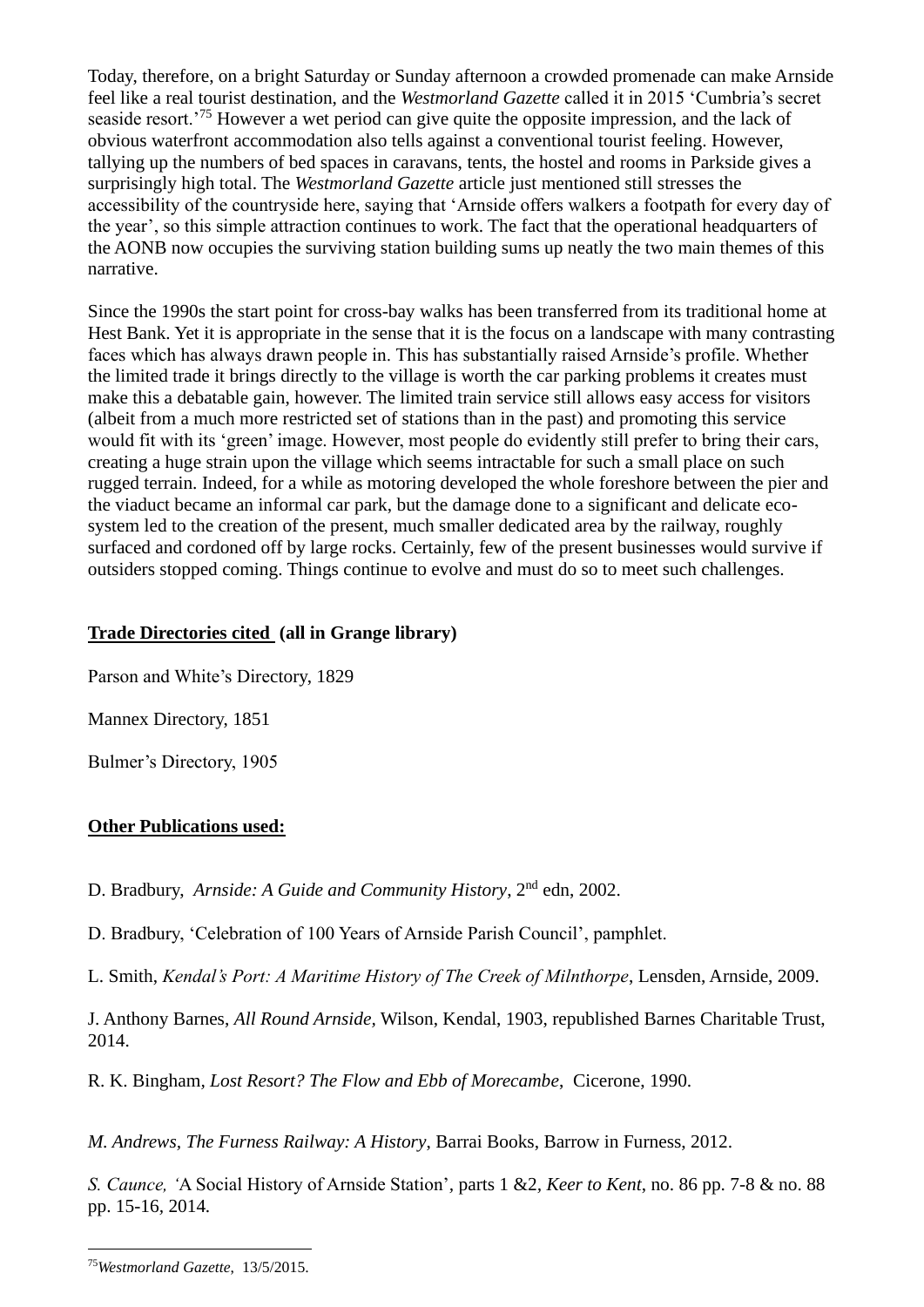Today, therefore, on a bright Saturday or Sunday afternoon a crowded promenade can make Arnside feel like a real tourist destination, and the *Westmorland Gazette* called it in 2015 'Cumbria's secret seaside resort.'[75] However a wet period can give quite the opposite impression, and the lack of obvious waterfront accommodation also tells against a conventional tourist feeling. However, tallying up the numbers of bed spaces in caravans, tents, the hostel and rooms in Parkside gives a surprisingly high total. The *Westmorland Gazette* article just mentioned still stresses the accessibility of the countryside here, saying that 'Arnside offers walkers a footpath for every day of the year', so this simple attraction continues to work. The fact that the operational headquarters of the AONB now occupies the surviving station building sums up neatly the two main themes of this narrative.

Since the 1990s the start point for cross-bay walks has been transferred from its traditional home at Hest Bank. Yet it is appropriate in the sense that it is the focus on a landscape with many contrasting faces which has always drawn people in. This has substantially raised Arnside's profile. Whether the limited trade it brings directly to the village is worth the car parking problems it creates must make this a debatable gain, however. The limited train service still allows easy access for visitors (albeit from a much more restricted set of stations than in the past) and promoting this service would fit with its 'green' image. However, most people do evidently still prefer to bring their cars, creating a huge strain upon the village which seems intractable for such a small place on such rugged terrain. Indeed, for a while as motoring developed the whole foreshore between the pier and the viaduct became an informal car park, but the damage done to a significant and delicate eco-system led to the creation of the present, much smaller dedicated area by the railway, roughly surfaced and cordoned off by large rocks. Certainly, few of the present businesses would survive if outsiders stopped coming. Things continue to evolve and must do so to meet such challenges.

**Trade Directories cited (all in Grange library)**

Parson and White's Directory, 1829

Mannex Directory, 1851

Bulmer's Directory, 1905

**Other Publications used:**

D. Bradbury, *Arnside: A Guide and Community History*, 2nd edn, 2002.

D. Bradbury, 'Celebration of 100 Years of Arnside Parish Council', pamphlet.

L. Smith, *Kendal's Port: A Maritime History of The Creek of Milnthorpe*, Lensden, Arnside, 2009.

J. Anthony Barnes, *All Round Arnside,* Wilson, Kendal, 1903, republished Barnes Charitable Trust, 2014.

R. K. Bingham, *Lost Resort? The Flow and Ebb of Morecambe*, Cicerone, 1990.

*M. Andrews*, *The Furness Railway: A History*, Barrai Books, Barrow in Furness, 2012.

*S. Caunce, '*A Social History of Arnside Station', parts 1 &2, *Keer to Kent*, no. 86 pp. 7-8 & no. 88 pp. 15-16, 2014.

---

[75] *Westmorland Gazette*, 13/5/2015.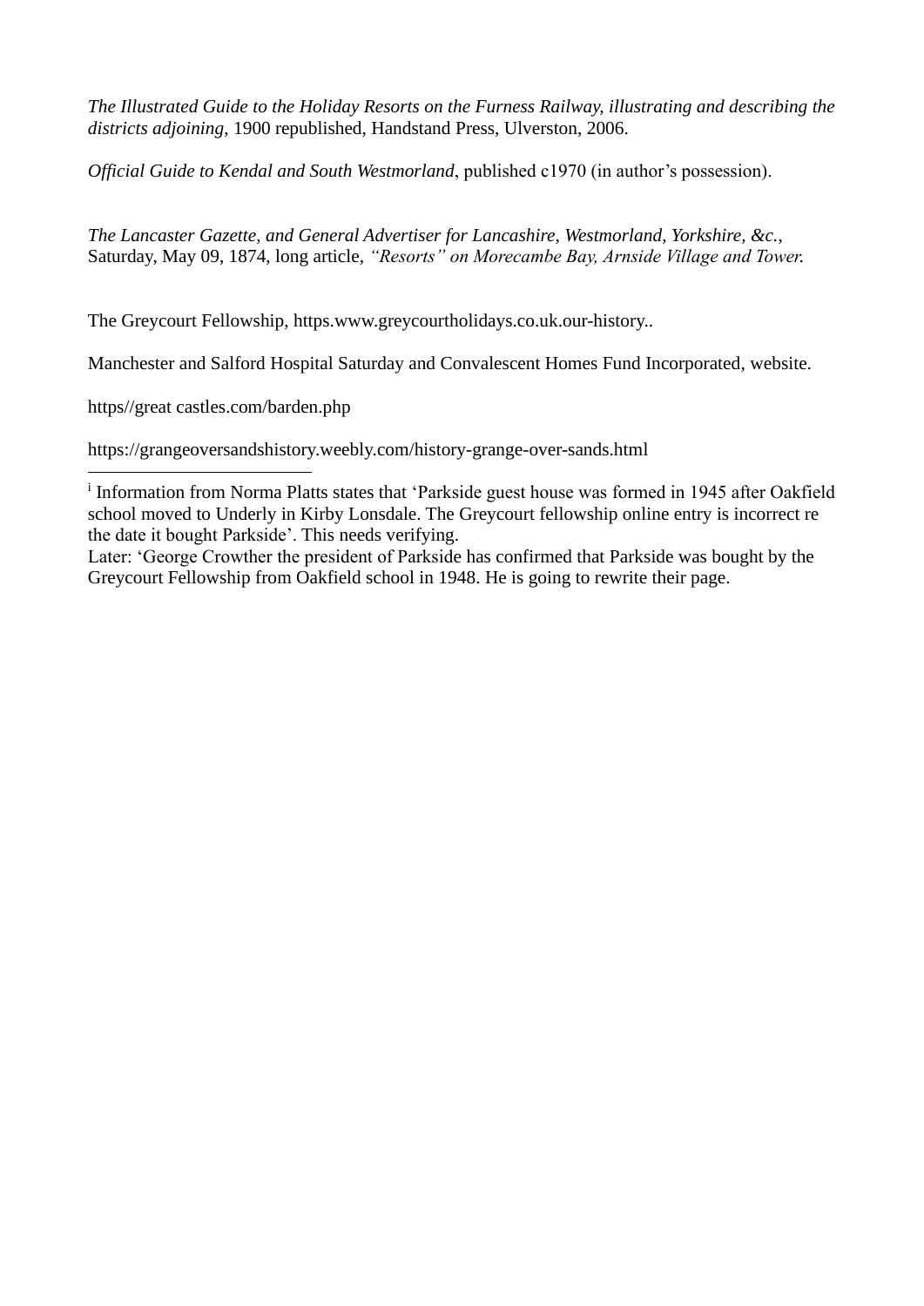*The Illustrated Guide to the Holiday Resorts on the Furness Railway, illustrating and describing the districts adjoining*, 1900 republished, Handstand Press, Ulverston, 2006.

*Official Guide to Kendal and South Westmorland*, published c1970 (in author's possession).

*The Lancaster Gazette, and General Advertiser for Lancashire, Westmorland, Yorkshire, &c.*, Saturday, May 09, 1874, long article, *"Resorts" on Morecambe Bay, Arnside Village and Tower.*

The Greycourt Fellowship, https.www.greycourtholidays.co.uk.our-history..

Manchester and Salford Hospital Saturday and Convalescent Homes Fund Incorporated, website.

https//great castles.com/barden.php

https://grangeoversandshistory.weebly.com/history-grange-over-sands.html

---

[i] Information from Norma Platts states that 'Parkside guest house was formed in 1945 after Oakfield school moved to Underly in Kirby Lonsdale. The Greycourt fellowship online entry is incorrect re the date it bought Parkside'. This needs verifying.
Later: 'George Crowther the president of Parkside has confirmed that Parkside was bought by the Greycourt Fellowship from Oakfield school in 1948. He is going to rewrite their page.